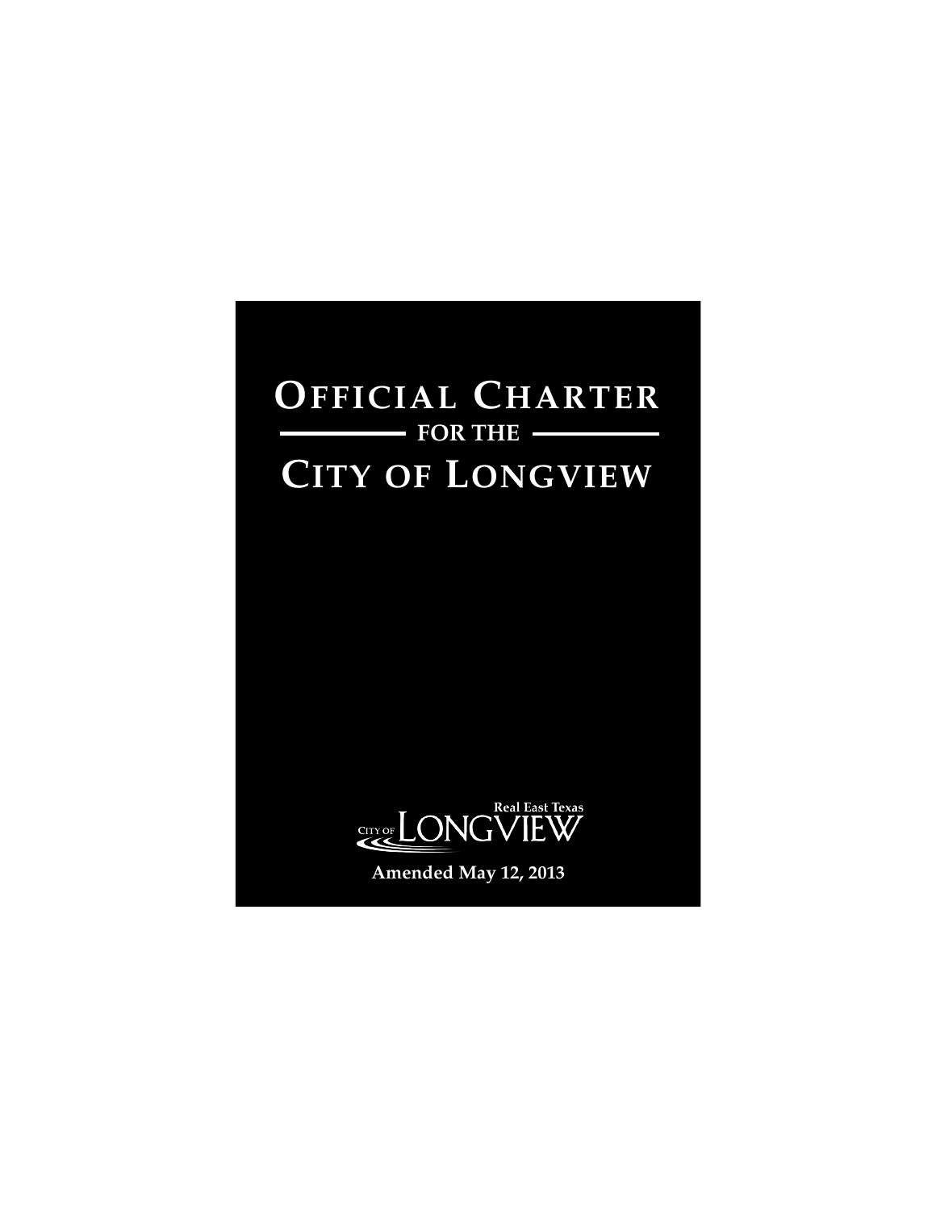# Official Charter

## for the

# City of Longview

City of LONGVIEW
Real East Texas

**Amended May 12, 2013**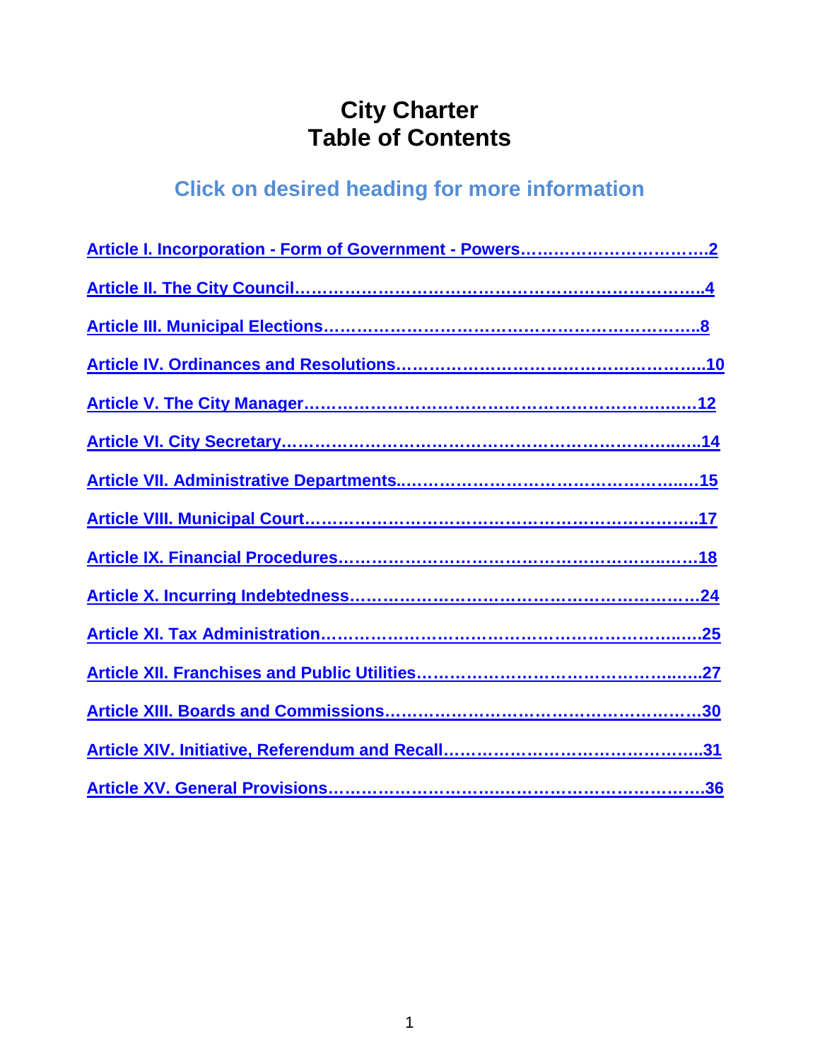# City Charter
# Table of Contents

## Click on desired heading for more information

Article I. Incorporation - Form of Government - Powers…………………………….2

Article II. The City Council………………………………………………………………..4

Article III. Municipal Elections…………………………………………………………..8

Article IV. Ordinances and Resolutions……………………………………………..10

Article V. The City Manager……………………………………………………………..12

Article VI. City Secretary………………………………………………………………….14

Article VII. Administrative Departments……………………………………………..15

Article VIII. Municipal Court……………………………………………………………..17

Article IX. Financial Procedures………………………………………………………18

Article X. Incurring Indebtedness……………………………………………………24

Article XI. Tax Administration………………………………………………………….25

Article XII. Franchises and Public Utilities…………………………………………27

Article XIII. Boards and Commissions………………………………………………30

Article XIV. Initiative, Referendum and Recall……………………………………..31

Article XV. General Provisions………………………………………………………….36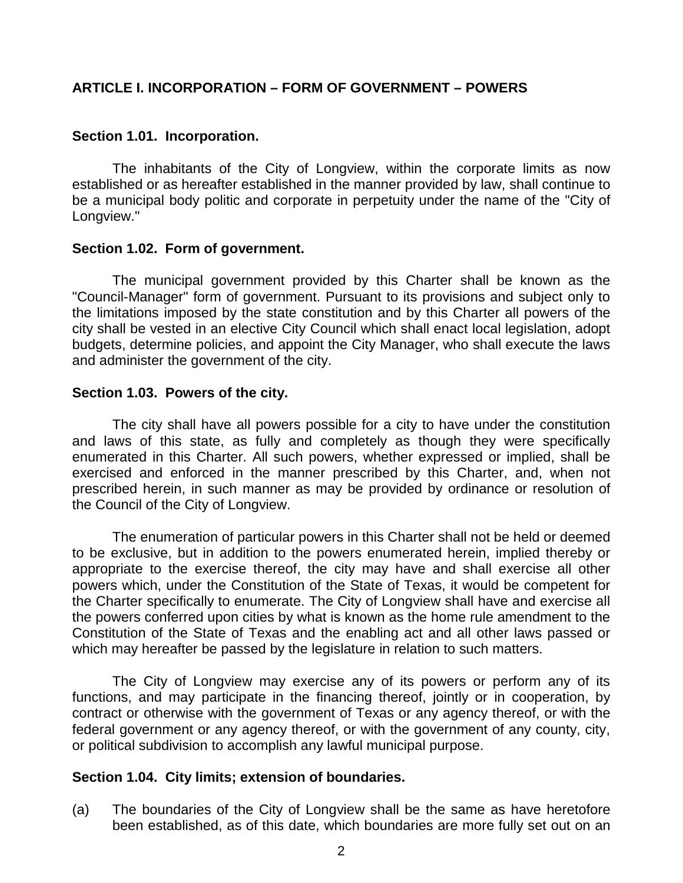## ARTICLE I. INCORPORATION – FORM OF GOVERNMENT – POWERS

### Section 1.01. Incorporation.

The inhabitants of the City of Longview, within the corporate limits as now established or as hereafter established in the manner provided by law, shall continue to be a municipal body politic and corporate in perpetuity under the name of the "City of Longview."

### Section 1.02. Form of government.

The municipal government provided by this Charter shall be known as the "Council-Manager" form of government. Pursuant to its provisions and subject only to the limitations imposed by the state constitution and by this Charter all powers of the city shall be vested in an elective City Council which shall enact local legislation, adopt budgets, determine policies, and appoint the City Manager, who shall execute the laws and administer the government of the city.

### Section 1.03. Powers of the city.

The city shall have all powers possible for a city to have under the constitution and laws of this state, as fully and completely as though they were specifically enumerated in this Charter. All such powers, whether expressed or implied, shall be exercised and enforced in the manner prescribed by this Charter, and, when not prescribed herein, in such manner as may be provided by ordinance or resolution of the Council of the City of Longview.

The enumeration of particular powers in this Charter shall not be held or deemed to be exclusive, but in addition to the powers enumerated herein, implied thereby or appropriate to the exercise thereof, the city may have and shall exercise all other powers which, under the Constitution of the State of Texas, it would be competent for the Charter specifically to enumerate. The City of Longview shall have and exercise all the powers conferred upon cities by what is known as the home rule amendment to the Constitution of the State of Texas and the enabling act and all other laws passed or which may hereafter be passed by the legislature in relation to such matters.

The City of Longview may exercise any of its powers or perform any of its functions, and may participate in the financing thereof, jointly or in cooperation, by contract or otherwise with the government of Texas or any agency thereof, or with the federal government or any agency thereof, or with the government of any county, city, or political subdivision to accomplish any lawful municipal purpose.

### Section 1.04. City limits; extension of boundaries.

(a) The boundaries of the City of Longview shall be the same as have heretofore been established, as of this date, which boundaries are more fully set out on an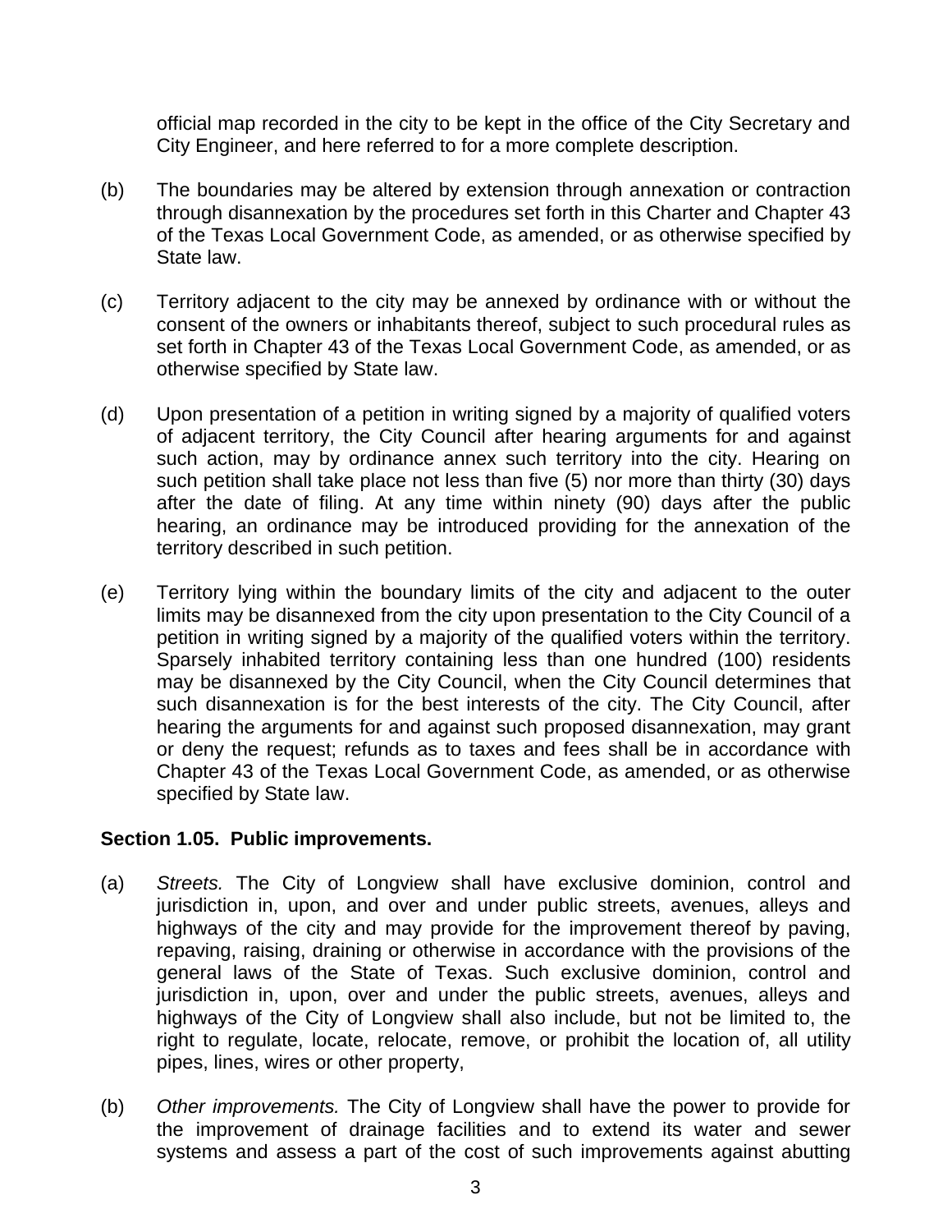official map recorded in the city to be kept in the office of the City Secretary and City Engineer, and here referred to for a more complete description.

(b) The boundaries may be altered by extension through annexation or contraction through disannexation by the procedures set forth in this Charter and Chapter 43 of the Texas Local Government Code, as amended, or as otherwise specified by State law.

(c) Territory adjacent to the city may be annexed by ordinance with or without the consent of the owners or inhabitants thereof, subject to such procedural rules as set forth in Chapter 43 of the Texas Local Government Code, as amended, or as otherwise specified by State law.

(d) Upon presentation of a petition in writing signed by a majority of qualified voters of adjacent territory, the City Council after hearing arguments for and against such action, may by ordinance annex such territory into the city. Hearing on such petition shall take place not less than five (5) nor more than thirty (30) days after the date of filing. At any time within ninety (90) days after the public hearing, an ordinance may be introduced providing for the annexation of the territory described in such petition.

(e) Territory lying within the boundary limits of the city and adjacent to the outer limits may be disannexed from the city upon presentation to the City Council of a petition in writing signed by a majority of the qualified voters within the territory. Sparsely inhabited territory containing less than one hundred (100) residents may be disannexed by the City Council, when the City Council determines that such disannexation is for the best interests of the city. The City Council, after hearing the arguments for and against such proposed disannexation, may grant or deny the request; refunds as to taxes and fees shall be in accordance with Chapter 43 of the Texas Local Government Code, as amended, or as otherwise specified by State law.

**Section 1.05. Public improvements.**

(a) *Streets.* The City of Longview shall have exclusive dominion, control and jurisdiction in, upon, and over and under public streets, avenues, alleys and highways of the city and may provide for the improvement thereof by paving, repaving, raising, draining or otherwise in accordance with the provisions of the general laws of the State of Texas. Such exclusive dominion, control and jurisdiction in, upon, over and under the public streets, avenues, alleys and highways of the City of Longview shall also include, but not be limited to, the right to regulate, locate, relocate, remove, or prohibit the location of, all utility pipes, lines, wires or other property,

(b) *Other improvements.* The City of Longview shall have the power to provide for the improvement of drainage facilities and to extend its water and sewer systems and assess a part of the cost of such improvements against abutting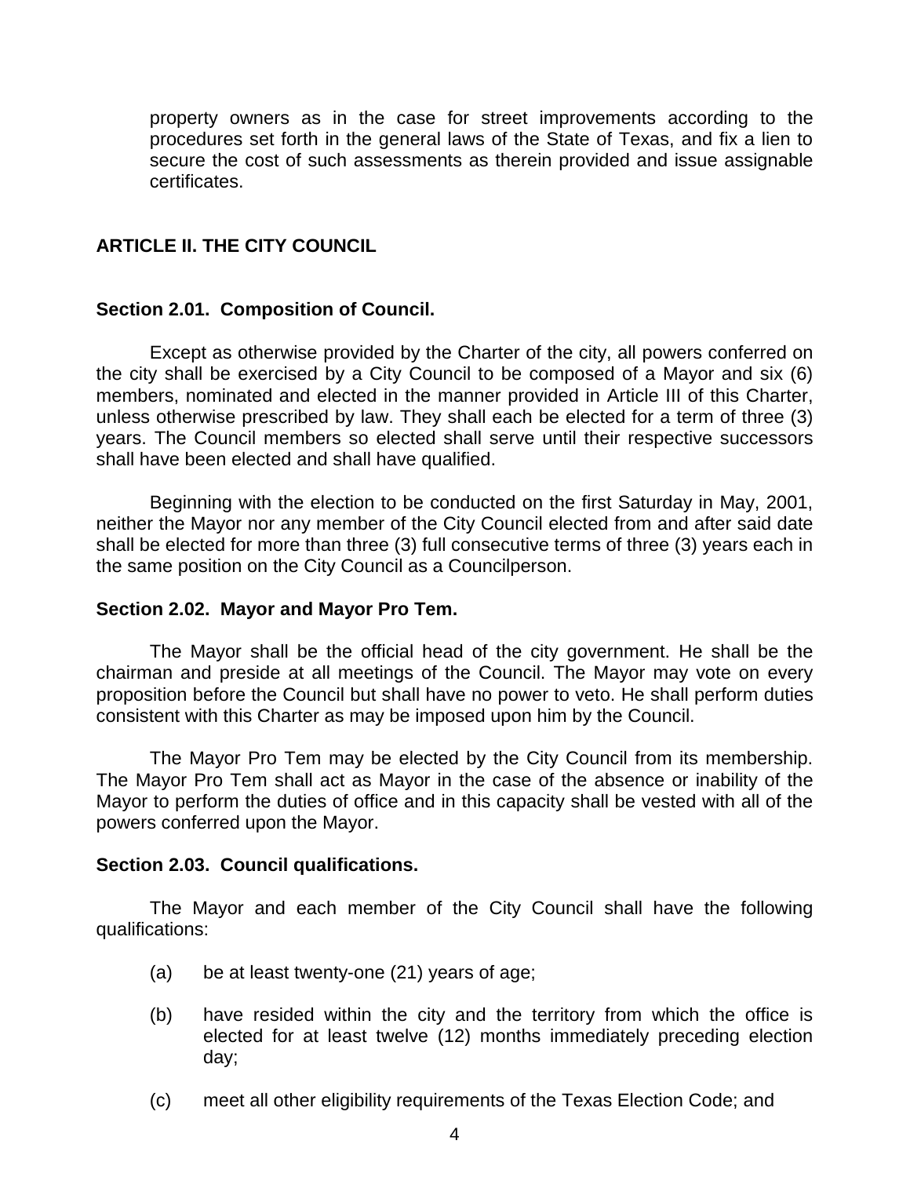property owners as in the case for street improvements according to the procedures set forth in the general laws of the State of Texas, and fix a lien to secure the cost of such assessments as therein provided and issue assignable certificates.

## ARTICLE II. THE CITY COUNCIL

### Section 2.01. Composition of Council.

Except as otherwise provided by the Charter of the city, all powers conferred on the city shall be exercised by a City Council to be composed of a Mayor and six (6) members, nominated and elected in the manner provided in Article III of this Charter, unless otherwise prescribed by law. They shall each be elected for a term of three (3) years. The Council members so elected shall serve until their respective successors shall have been elected and shall have qualified.

Beginning with the election to be conducted on the first Saturday in May, 2001, neither the Mayor nor any member of the City Council elected from and after said date shall be elected for more than three (3) full consecutive terms of three (3) years each in the same position on the City Council as a Councilperson.

### Section 2.02. Mayor and Mayor Pro Tem.

The Mayor shall be the official head of the city government. He shall be the chairman and preside at all meetings of the Council. The Mayor may vote on every proposition before the Council but shall have no power to veto. He shall perform duties consistent with this Charter as may be imposed upon him by the Council.

The Mayor Pro Tem may be elected by the City Council from its membership. The Mayor Pro Tem shall act as Mayor in the case of the absence or inability of the Mayor to perform the duties of office and in this capacity shall be vested with all of the powers conferred upon the Mayor.

### Section 2.03. Council qualifications.

The Mayor and each member of the City Council shall have the following qualifications:

(a) be at least twenty-one (21) years of age;

(b) have resided within the city and the territory from which the office is elected for at least twelve (12) months immediately preceding election day;

(c) meet all other eligibility requirements of the Texas Election Code; and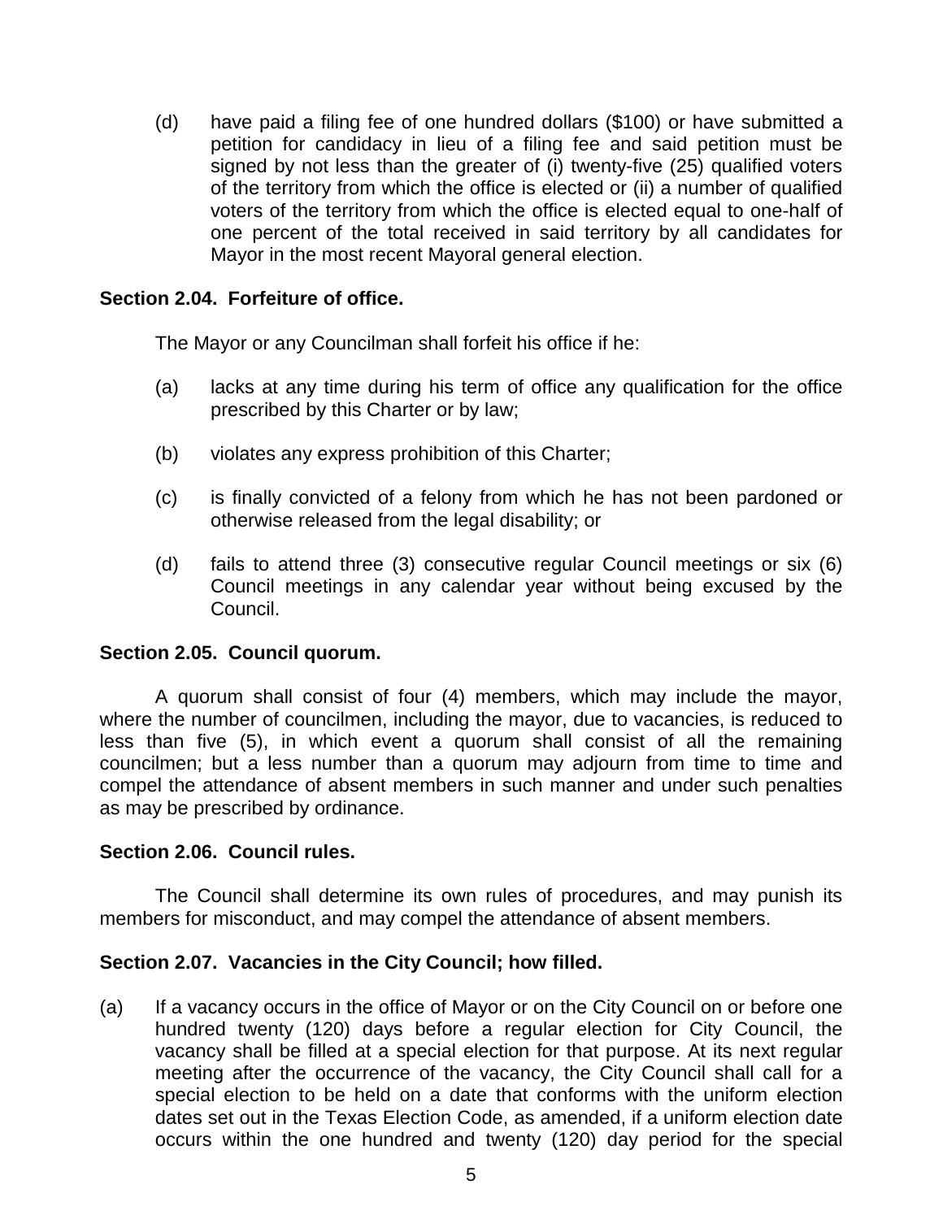(d) have paid a filing fee of one hundred dollars ($100) or have submitted a petition for candidacy in lieu of a filing fee and said petition must be signed by not less than the greater of (i) twenty-five (25) qualified voters of the territory from which the office is elected or (ii) a number of qualified voters of the territory from which the office is elected equal to one-half of one percent of the total received in said territory by all candidates for Mayor in the most recent Mayoral general election.

**Section 2.04. Forfeiture of office.**

The Mayor or any Councilman shall forfeit his office if he:

(a) lacks at any time during his term of office any qualification for the office prescribed by this Charter or by law;

(b) violates any express prohibition of this Charter;

(c) is finally convicted of a felony from which he has not been pardoned or otherwise released from the legal disability; or

(d) fails to attend three (3) consecutive regular Council meetings or six (6) Council meetings in any calendar year without being excused by the Council.

**Section 2.05. Council quorum.**

A quorum shall consist of four (4) members, which may include the mayor, where the number of councilmen, including the mayor, due to vacancies, is reduced to less than five (5), in which event a quorum shall consist of all the remaining councilmen; but a less number than a quorum may adjourn from time to time and compel the attendance of absent members in such manner and under such penalties as may be prescribed by ordinance.

**Section 2.06. Council rules.**

The Council shall determine its own rules of procedures, and may punish its members for misconduct, and may compel the attendance of absent members.

**Section 2.07. Vacancies in the City Council; how filled.**

(a) If a vacancy occurs in the office of Mayor or on the City Council on or before one hundred twenty (120) days before a regular election for City Council, the vacancy shall be filled at a special election for that purpose. At its next regular meeting after the occurrence of the vacancy, the City Council shall call for a special election to be held on a date that conforms with the uniform election dates set out in the Texas Election Code, as amended, if a uniform election date occurs within the one hundred and twenty (120) day period for the special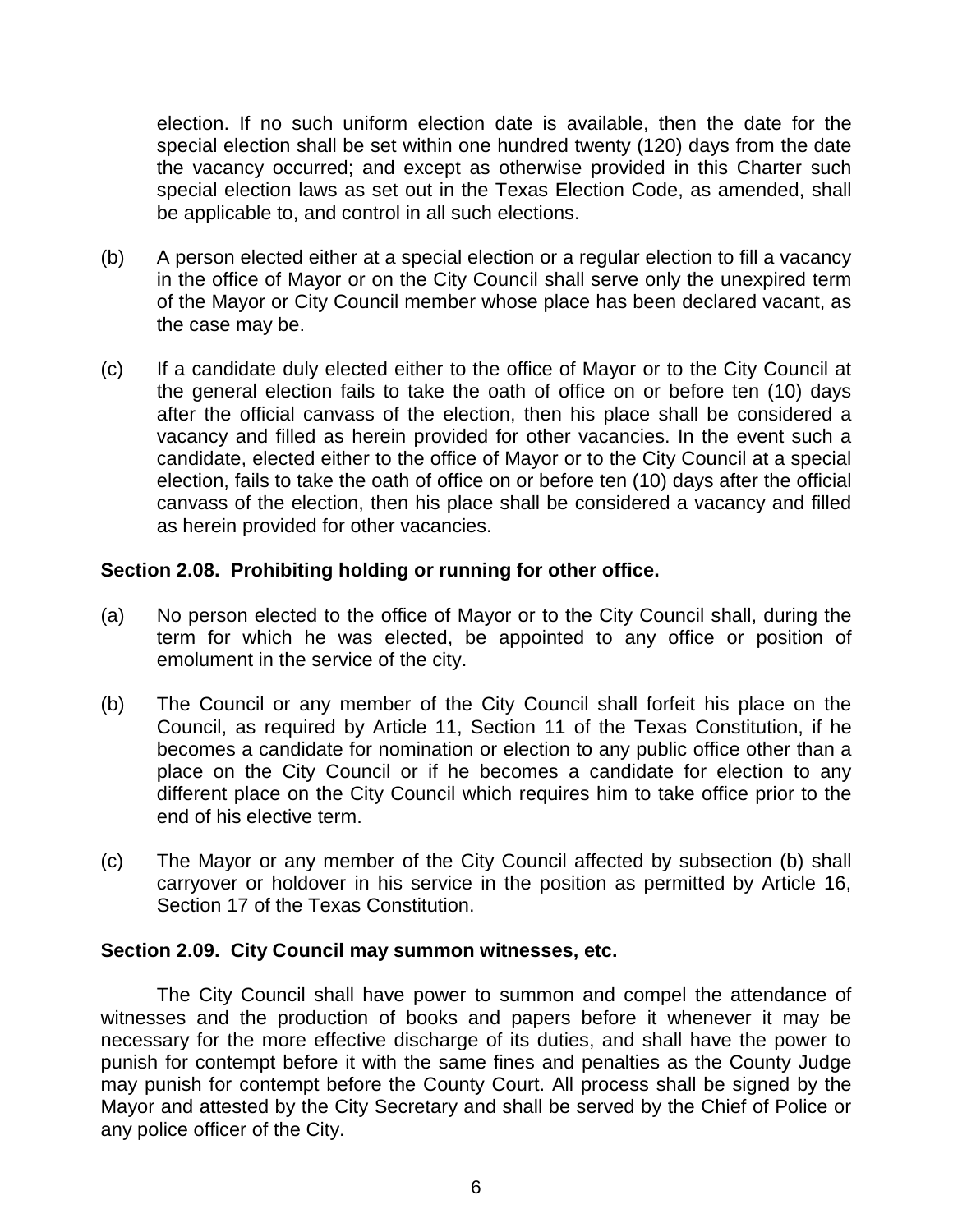election. If no such uniform election date is available, then the date for the special election shall be set within one hundred twenty (120) days from the date the vacancy occurred; and except as otherwise provided in this Charter such special election laws as set out in the Texas Election Code, as amended, shall be applicable to, and control in all such elections.

(b) A person elected either at a special election or a regular election to fill a vacancy in the office of Mayor or on the City Council shall serve only the unexpired term of the Mayor or City Council member whose place has been declared vacant, as the case may be.

(c) If a candidate duly elected either to the office of Mayor or to the City Council at the general election fails to take the oath of office on or before ten (10) days after the official canvass of the election, then his place shall be considered a vacancy and filled as herein provided for other vacancies. In the event such a candidate, elected either to the office of Mayor or to the City Council at a special election, fails to take the oath of office on or before ten (10) days after the official canvass of the election, then his place shall be considered a vacancy and filled as herein provided for other vacancies.

**Section 2.08. Prohibiting holding or running for other office.**

(a) No person elected to the office of Mayor or to the City Council shall, during the term for which he was elected, be appointed to any office or position of emolument in the service of the city.

(b) The Council or any member of the City Council shall forfeit his place on the Council, as required by Article 11, Section 11 of the Texas Constitution, if he becomes a candidate for nomination or election to any public office other than a place on the City Council or if he becomes a candidate for election to any different place on the City Council which requires him to take office prior to the end of his elective term.

(c) The Mayor or any member of the City Council affected by subsection (b) shall carryover or holdover in his service in the position as permitted by Article 16, Section 17 of the Texas Constitution.

**Section 2.09. City Council may summon witnesses, etc.**

The City Council shall have power to summon and compel the attendance of witnesses and the production of books and papers before it whenever it may be necessary for the more effective discharge of its duties, and shall have the power to punish for contempt before it with the same fines and penalties as the County Judge may punish for contempt before the County Court. All process shall be signed by the Mayor and attested by the City Secretary and shall be served by the Chief of Police or any police officer of the City.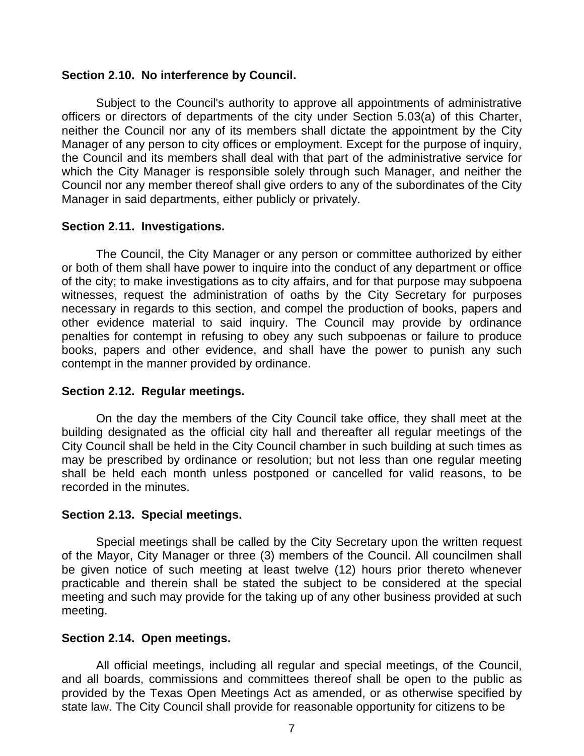**Section 2.10. No interference by Council.**

Subject to the Council's authority to approve all appointments of administrative officers or directors of departments of the city under Section 5.03(a) of this Charter, neither the Council nor any of its members shall dictate the appointment by the City Manager of any person to city offices or employment. Except for the purpose of inquiry, the Council and its members shall deal with that part of the administrative service for which the City Manager is responsible solely through such Manager, and neither the Council nor any member thereof shall give orders to any of the subordinates of the City Manager in said departments, either publicly or privately.

**Section 2.11. Investigations.**

The Council, the City Manager or any person or committee authorized by either or both of them shall have power to inquire into the conduct of any department or office of the city; to make investigations as to city affairs, and for that purpose may subpoena witnesses, request the administration of oaths by the City Secretary for purposes necessary in regards to this section, and compel the production of books, papers and other evidence material to said inquiry. The Council may provide by ordinance penalties for contempt in refusing to obey any such subpoenas or failure to produce books, papers and other evidence, and shall have the power to punish any such contempt in the manner provided by ordinance.

**Section 2.12. Regular meetings.**

On the day the members of the City Council take office, they shall meet at the building designated as the official city hall and thereafter all regular meetings of the City Council shall be held in the City Council chamber in such building at such times as may be prescribed by ordinance or resolution; but not less than one regular meeting shall be held each month unless postponed or cancelled for valid reasons, to be recorded in the minutes.

**Section 2.13. Special meetings.**

Special meetings shall be called by the City Secretary upon the written request of the Mayor, City Manager or three (3) members of the Council. All councilmen shall be given notice of such meeting at least twelve (12) hours prior thereto whenever practicable and therein shall be stated the subject to be considered at the special meeting and such may provide for the taking up of any other business provided at such meeting.

**Section 2.14. Open meetings.**

All official meetings, including all regular and special meetings, of the Council, and all boards, commissions and committees thereof shall be open to the public as provided by the Texas Open Meetings Act as amended, or as otherwise specified by state law. The City Council shall provide for reasonable opportunity for citizens to be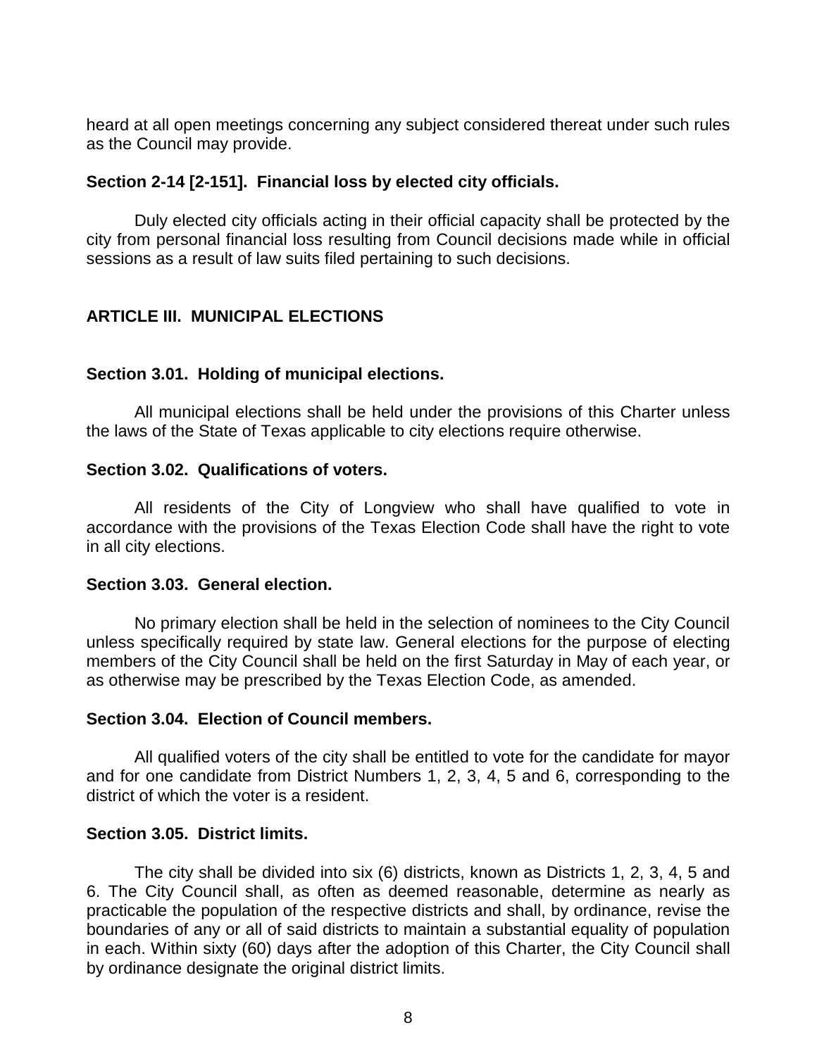heard at all open meetings concerning any subject considered thereat under such rules as the Council may provide.

### Section 2-14 [2-151]. Financial loss by elected city officials.

Duly elected city officials acting in their official capacity shall be protected by the city from personal financial loss resulting from Council decisions made while in official sessions as a result of law suits filed pertaining to such decisions.

## ARTICLE III. MUNICIPAL ELECTIONS

### Section 3.01. Holding of municipal elections.

All municipal elections shall be held under the provisions of this Charter unless the laws of the State of Texas applicable to city elections require otherwise.

### Section 3.02. Qualifications of voters.

All residents of the City of Longview who shall have qualified to vote in accordance with the provisions of the Texas Election Code shall have the right to vote in all city elections.

### Section 3.03. General election.

No primary election shall be held in the selection of nominees to the City Council unless specifically required by state law. General elections for the purpose of electing members of the City Council shall be held on the first Saturday in May of each year, or as otherwise may be prescribed by the Texas Election Code, as amended.

### Section 3.04. Election of Council members.

All qualified voters of the city shall be entitled to vote for the candidate for mayor and for one candidate from District Numbers 1, 2, 3, 4, 5 and 6, corresponding to the district of which the voter is a resident.

### Section 3.05. District limits.

The city shall be divided into six (6) districts, known as Districts 1, 2, 3, 4, 5 and 6. The City Council shall, as often as deemed reasonable, determine as nearly as practicable the population of the respective districts and shall, by ordinance, revise the boundaries of any or all of said districts to maintain a substantial equality of population in each. Within sixty (60) days after the adoption of this Charter, the City Council shall by ordinance designate the original district limits.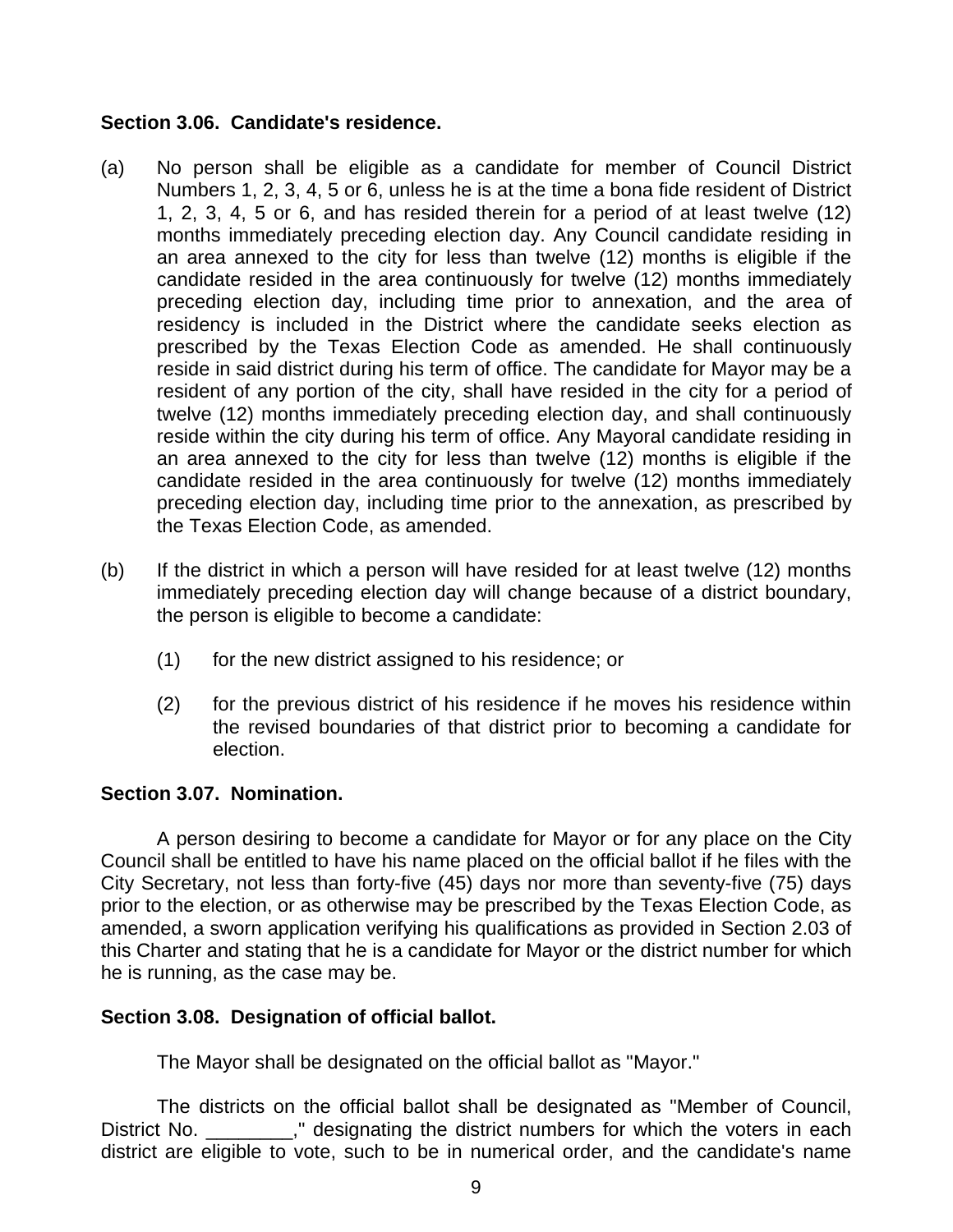**Section 3.06. Candidate's residence.**

(a) No person shall be eligible as a candidate for member of Council District Numbers 1, 2, 3, 4, 5 or 6, unless he is at the time a bona fide resident of District 1, 2, 3, 4, 5 or 6, and has resided therein for a period of at least twelve (12) months immediately preceding election day. Any Council candidate residing in an area annexed to the city for less than twelve (12) months is eligible if the candidate resided in the area continuously for twelve (12) months immediately preceding election day, including time prior to annexation, and the area of residency is included in the District where the candidate seeks election as prescribed by the Texas Election Code as amended. He shall continuously reside in said district during his term of office. The candidate for Mayor may be a resident of any portion of the city, shall have resided in the city for a period of twelve (12) months immediately preceding election day, and shall continuously reside within the city during his term of office. Any Mayoral candidate residing in an area annexed to the city for less than twelve (12) months is eligible if the candidate resided in the area continuously for twelve (12) months immediately preceding election day, including time prior to the annexation, as prescribed by the Texas Election Code, as amended.

(b) If the district in which a person will have resided for at least twelve (12) months immediately preceding election day will change because of a district boundary, the person is eligible to become a candidate:

(1) for the new district assigned to his residence; or

(2) for the previous district of his residence if he moves his residence within the revised boundaries of that district prior to becoming a candidate for election.

**Section 3.07. Nomination.**

A person desiring to become a candidate for Mayor or for any place on the City Council shall be entitled to have his name placed on the official ballot if he files with the City Secretary, not less than forty-five (45) days nor more than seventy-five (75) days prior to the election, or as otherwise may be prescribed by the Texas Election Code, as amended, a sworn application verifying his qualifications as provided in Section 2.03 of this Charter and stating that he is a candidate for Mayor or the district number for which he is running, as the case may be.

**Section 3.08. Designation of official ballot.**

The Mayor shall be designated on the official ballot as "Mayor."

The districts on the official ballot shall be designated as "Member of Council, District No. ________," designating the district numbers for which the voters in each district are eligible to vote, such to be in numerical order, and the candidate's name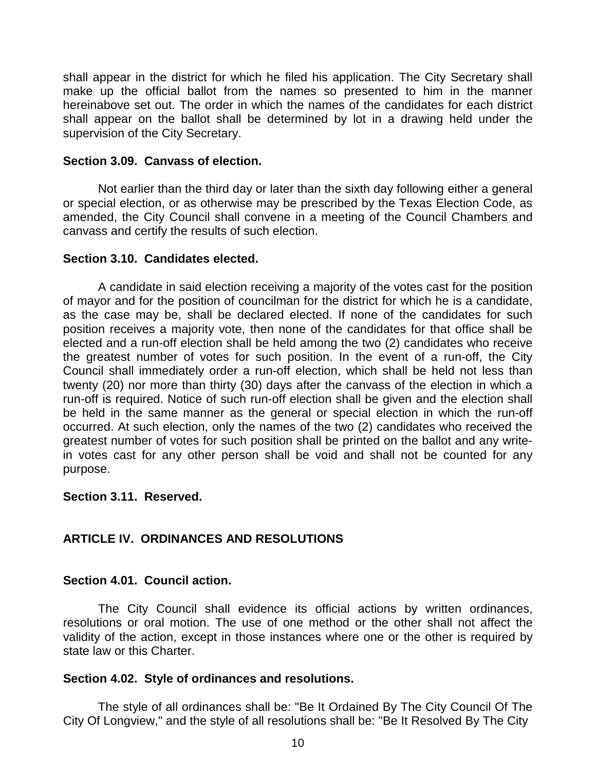shall appear in the district for which he filed his application. The City Secretary shall make up the official ballot from the names so presented to him in the manner hereinabove set out. The order in which the names of the candidates for each district shall appear on the ballot shall be determined by lot in a drawing held under the supervision of the City Secretary.

**Section 3.09. Canvass of election.**

Not earlier than the third day or later than the sixth day following either a general or special election, or as otherwise may be prescribed by the Texas Election Code, as amended, the City Council shall convene in a meeting of the Council Chambers and canvass and certify the results of such election.

**Section 3.10. Candidates elected.**

A candidate in said election receiving a majority of the votes cast for the position of mayor and for the position of councilman for the district for which he is a candidate, as the case may be, shall be declared elected. If none of the candidates for such position receives a majority vote, then none of the candidates for that office shall be elected and a run-off election shall be held among the two (2) candidates who receive the greatest number of votes for such position. In the event of a run-off, the City Council shall immediately order a run-off election, which shall be held not less than twenty (20) nor more than thirty (30) days after the canvass of the election in which a run-off is required. Notice of such run-off election shall be given and the election shall be held in the same manner as the general or special election in which the run-off occurred. At such election, only the names of the two (2) candidates who received the greatest number of votes for such position shall be printed on the ballot and any write-in votes cast for any other person shall be void and shall not be counted for any purpose.

**Section 3.11. Reserved.**

## ARTICLE IV. ORDINANCES AND RESOLUTIONS

**Section 4.01. Council action.**

The City Council shall evidence its official actions by written ordinances, resolutions or oral motion. The use of one method or the other shall not affect the validity of the action, except in those instances where one or the other is required by state law or this Charter.

**Section 4.02. Style of ordinances and resolutions.**

The style of all ordinances shall be: "Be It Ordained By The City Council Of The City Of Longview," and the style of all resolutions shall be: "Be It Resolved By The City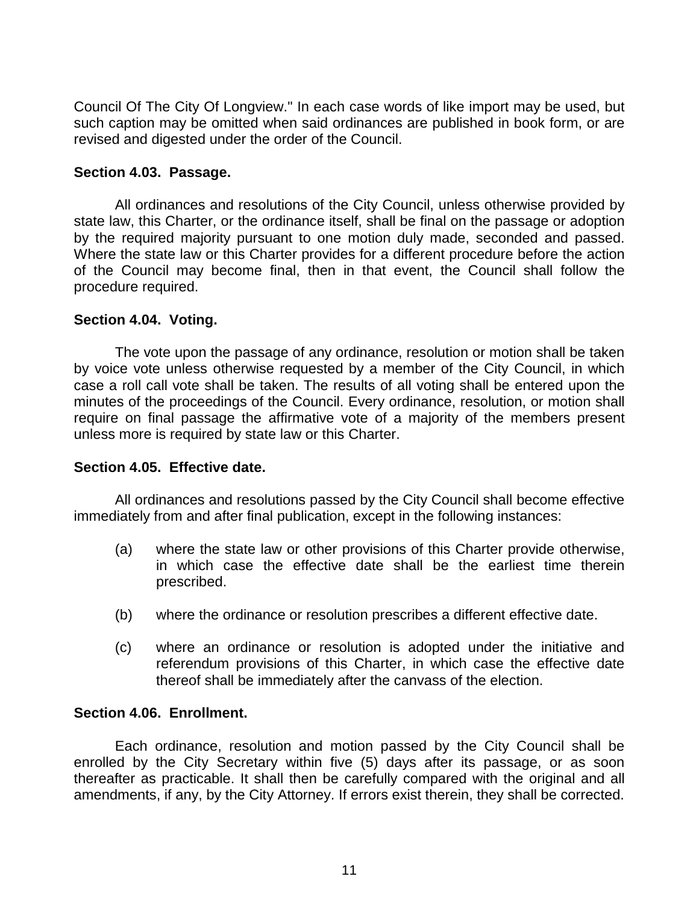Council Of The City Of Longview." In each case words of like import may be used, but such caption may be omitted when said ordinances are published in book form, or are revised and digested under the order of the Council.

**Section 4.03. Passage.**

All ordinances and resolutions of the City Council, unless otherwise provided by state law, this Charter, or the ordinance itself, shall be final on the passage or adoption by the required majority pursuant to one motion duly made, seconded and passed. Where the state law or this Charter provides for a different procedure before the action of the Council may become final, then in that event, the Council shall follow the procedure required.

**Section 4.04. Voting.**

The vote upon the passage of any ordinance, resolution or motion shall be taken by voice vote unless otherwise requested by a member of the City Council, in which case a roll call vote shall be taken. The results of all voting shall be entered upon the minutes of the proceedings of the Council. Every ordinance, resolution, or motion shall require on final passage the affirmative vote of a majority of the members present unless more is required by state law or this Charter.

**Section 4.05. Effective date.**

All ordinances and resolutions passed by the City Council shall become effective immediately from and after final publication, except in the following instances:

(a) where the state law or other provisions of this Charter provide otherwise, in which case the effective date shall be the earliest time therein prescribed.

(b) where the ordinance or resolution prescribes a different effective date.

(c) where an ordinance or resolution is adopted under the initiative and referendum provisions of this Charter, in which case the effective date thereof shall be immediately after the canvass of the election.

**Section 4.06. Enrollment.**

Each ordinance, resolution and motion passed by the City Council shall be enrolled by the City Secretary within five (5) days after its passage, or as soon thereafter as practicable. It shall then be carefully compared with the original and all amendments, if any, by the City Attorney. If errors exist therein, they shall be corrected.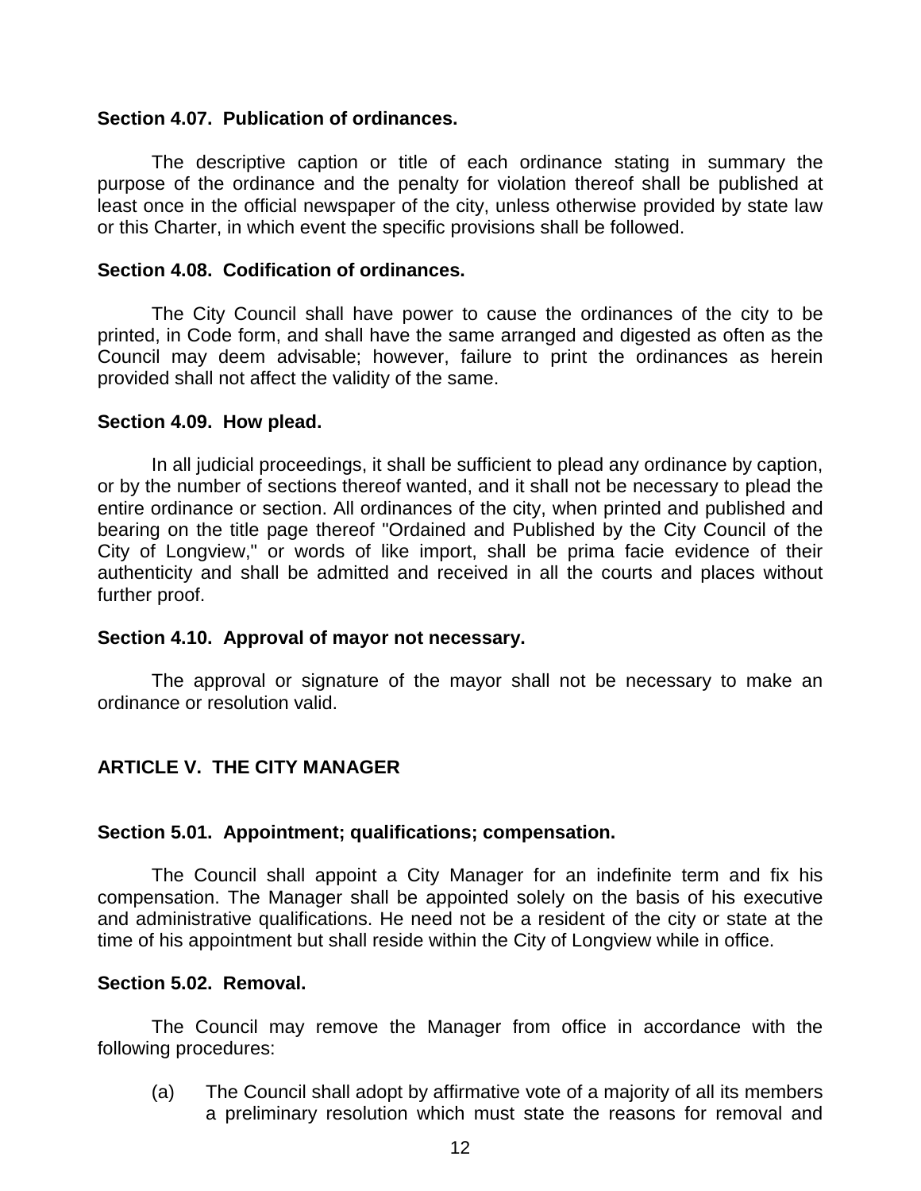**Section 4.07. Publication of ordinances.**

The descriptive caption or title of each ordinance stating in summary the purpose of the ordinance and the penalty for violation thereof shall be published at least once in the official newspaper of the city, unless otherwise provided by state law or this Charter, in which event the specific provisions shall be followed.

**Section 4.08. Codification of ordinances.**

The City Council shall have power to cause the ordinances of the city to be printed, in Code form, and shall have the same arranged and digested as often as the Council may deem advisable; however, failure to print the ordinances as herein provided shall not affect the validity of the same.

**Section 4.09. How plead.**

In all judicial proceedings, it shall be sufficient to plead any ordinance by caption, or by the number of sections thereof wanted, and it shall not be necessary to plead the entire ordinance or section. All ordinances of the city, when printed and published and bearing on the title page thereof "Ordained and Published by the City Council of the City of Longview," or words of like import, shall be prima facie evidence of their authenticity and shall be admitted and received in all the courts and places without further proof.

**Section 4.10. Approval of mayor not necessary.**

The approval or signature of the mayor shall not be necessary to make an ordinance or resolution valid.

## ARTICLE V. THE CITY MANAGER

**Section 5.01. Appointment; qualifications; compensation.**

The Council shall appoint a City Manager for an indefinite term and fix his compensation. The Manager shall be appointed solely on the basis of his executive and administrative qualifications. He need not be a resident of the city or state at the time of his appointment but shall reside within the City of Longview while in office.

**Section 5.02. Removal.**

The Council may remove the Manager from office in accordance with the following procedures:

(a) The Council shall adopt by affirmative vote of a majority of all its members a preliminary resolution which must state the reasons for removal and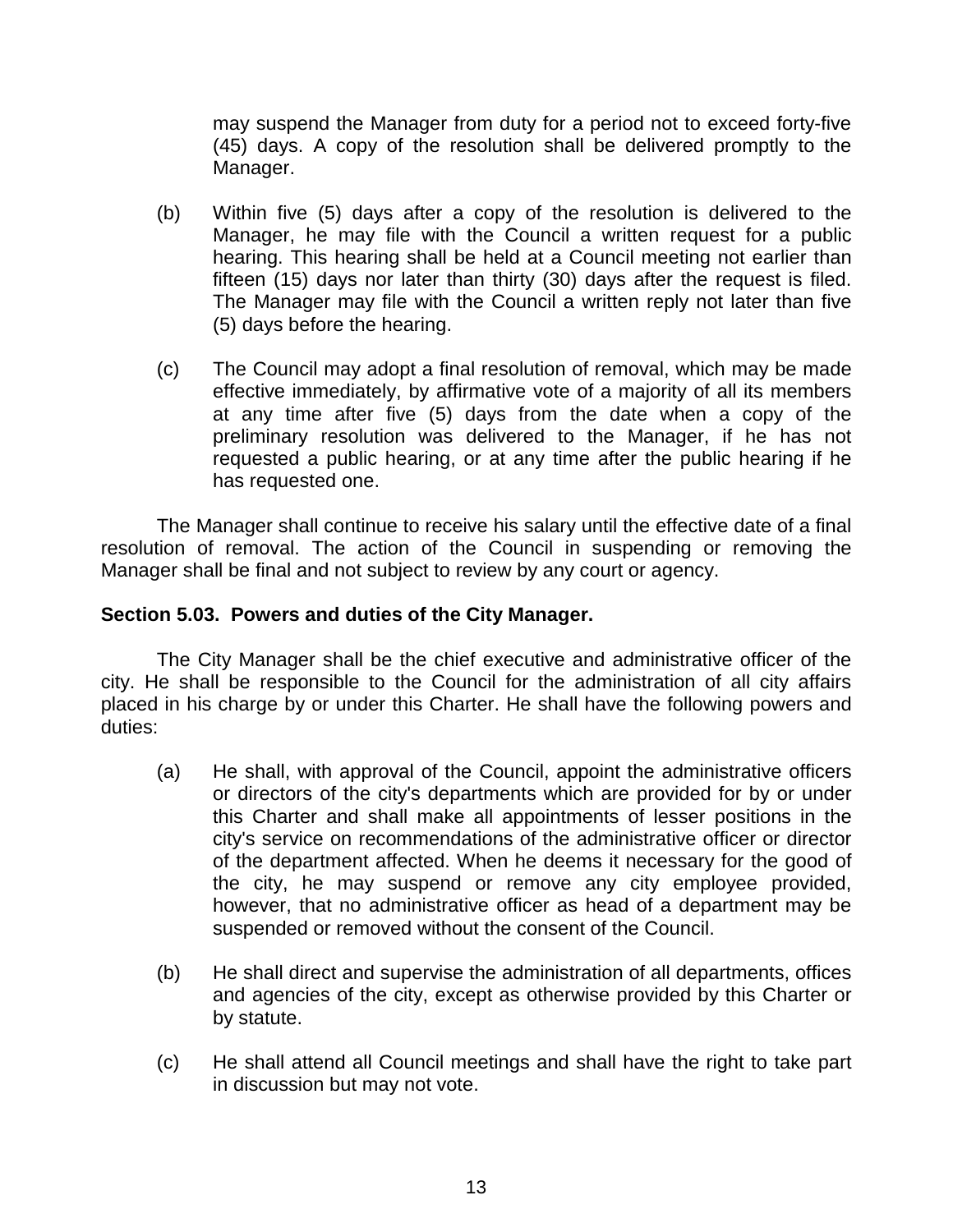may suspend the Manager from duty for a period not to exceed forty-five (45) days. A copy of the resolution shall be delivered promptly to the Manager.

(b) Within five (5) days after a copy of the resolution is delivered to the Manager, he may file with the Council a written request for a public hearing. This hearing shall be held at a Council meeting not earlier than fifteen (15) days nor later than thirty (30) days after the request is filed. The Manager may file with the Council a written reply not later than five (5) days before the hearing.

(c) The Council may adopt a final resolution of removal, which may be made effective immediately, by affirmative vote of a majority of all its members at any time after five (5) days from the date when a copy of the preliminary resolution was delivered to the Manager, if he has not requested a public hearing, or at any time after the public hearing if he has requested one.

The Manager shall continue to receive his salary until the effective date of a final resolution of removal. The action of the Council in suspending or removing the Manager shall be final and not subject to review by any court or agency.

**Section 5.03. Powers and duties of the City Manager.**

The City Manager shall be the chief executive and administrative officer of the city. He shall be responsible to the Council for the administration of all city affairs placed in his charge by or under this Charter. He shall have the following powers and duties:

(a) He shall, with approval of the Council, appoint the administrative officers or directors of the city's departments which are provided for by or under this Charter and shall make all appointments of lesser positions in the city's service on recommendations of the administrative officer or director of the department affected. When he deems it necessary for the good of the city, he may suspend or remove any city employee provided, however, that no administrative officer as head of a department may be suspended or removed without the consent of the Council.

(b) He shall direct and supervise the administration of all departments, offices and agencies of the city, except as otherwise provided by this Charter or by statute.

(c) He shall attend all Council meetings and shall have the right to take part in discussion but may not vote.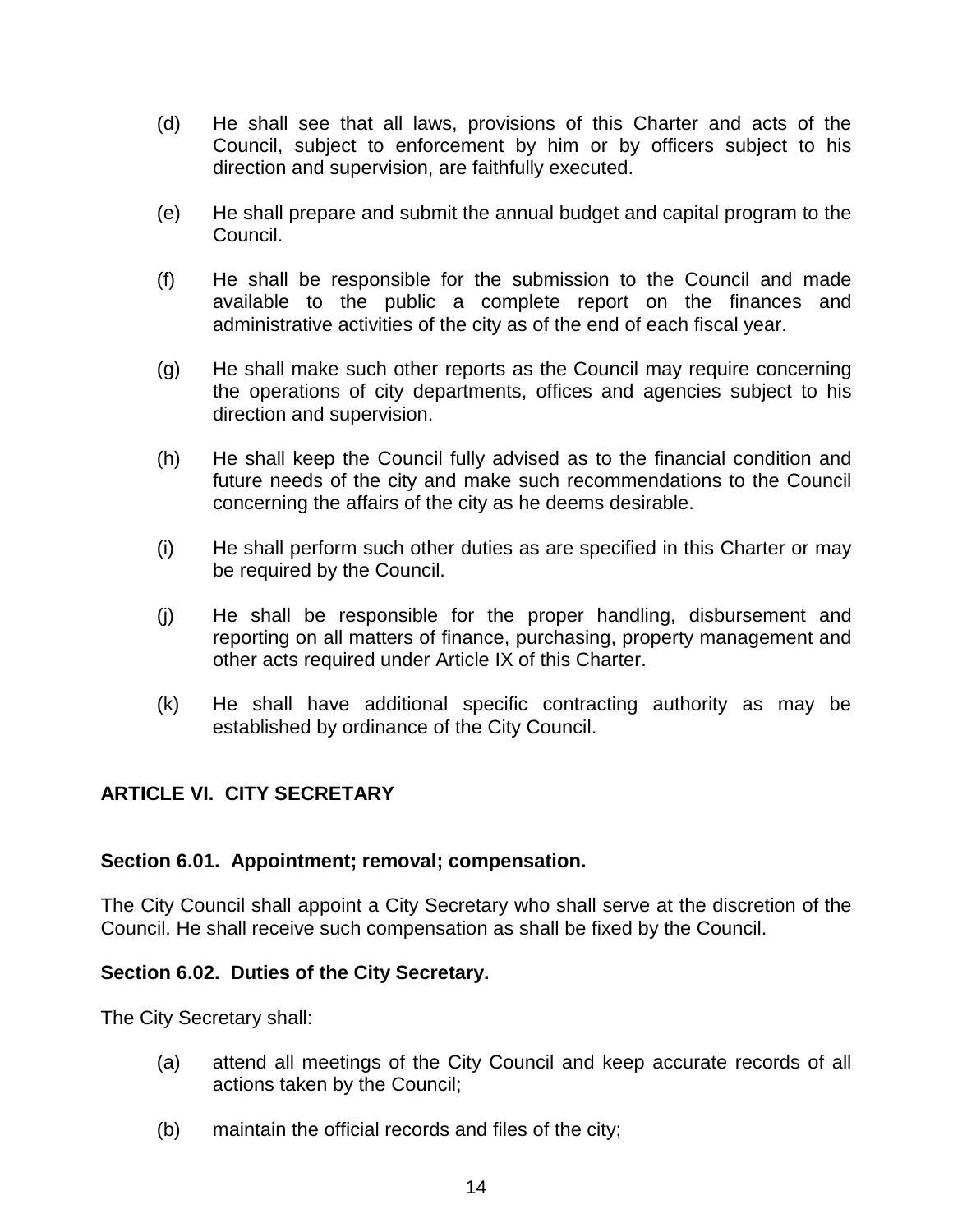(d) He shall see that all laws, provisions of this Charter and acts of the Council, subject to enforcement by him or by officers subject to his direction and supervision, are faithfully executed.

(e) He shall prepare and submit the annual budget and capital program to the Council.

(f) He shall be responsible for the submission to the Council and made available to the public a complete report on the finances and administrative activities of the city as of the end of each fiscal year.

(g) He shall make such other reports as the Council may require concerning the operations of city departments, offices and agencies subject to his direction and supervision.

(h) He shall keep the Council fully advised as to the financial condition and future needs of the city and make such recommendations to the Council concerning the affairs of the city as he deems desirable.

(i) He shall perform such other duties as are specified in this Charter or may be required by the Council.

(j) He shall be responsible for the proper handling, disbursement and reporting on all matters of finance, purchasing, property management and other acts required under Article IX of this Charter.

(k) He shall have additional specific contracting authority as may be established by ordinance of the City Council.

## ARTICLE VI. CITY SECRETARY

### Section 6.01. Appointment; removal; compensation.

The City Council shall appoint a City Secretary who shall serve at the discretion of the Council. He shall receive such compensation as shall be fixed by the Council.

### Section 6.02. Duties of the City Secretary.

The City Secretary shall:

(a) attend all meetings of the City Council and keep accurate records of all actions taken by the Council;

(b) maintain the official records and files of the city;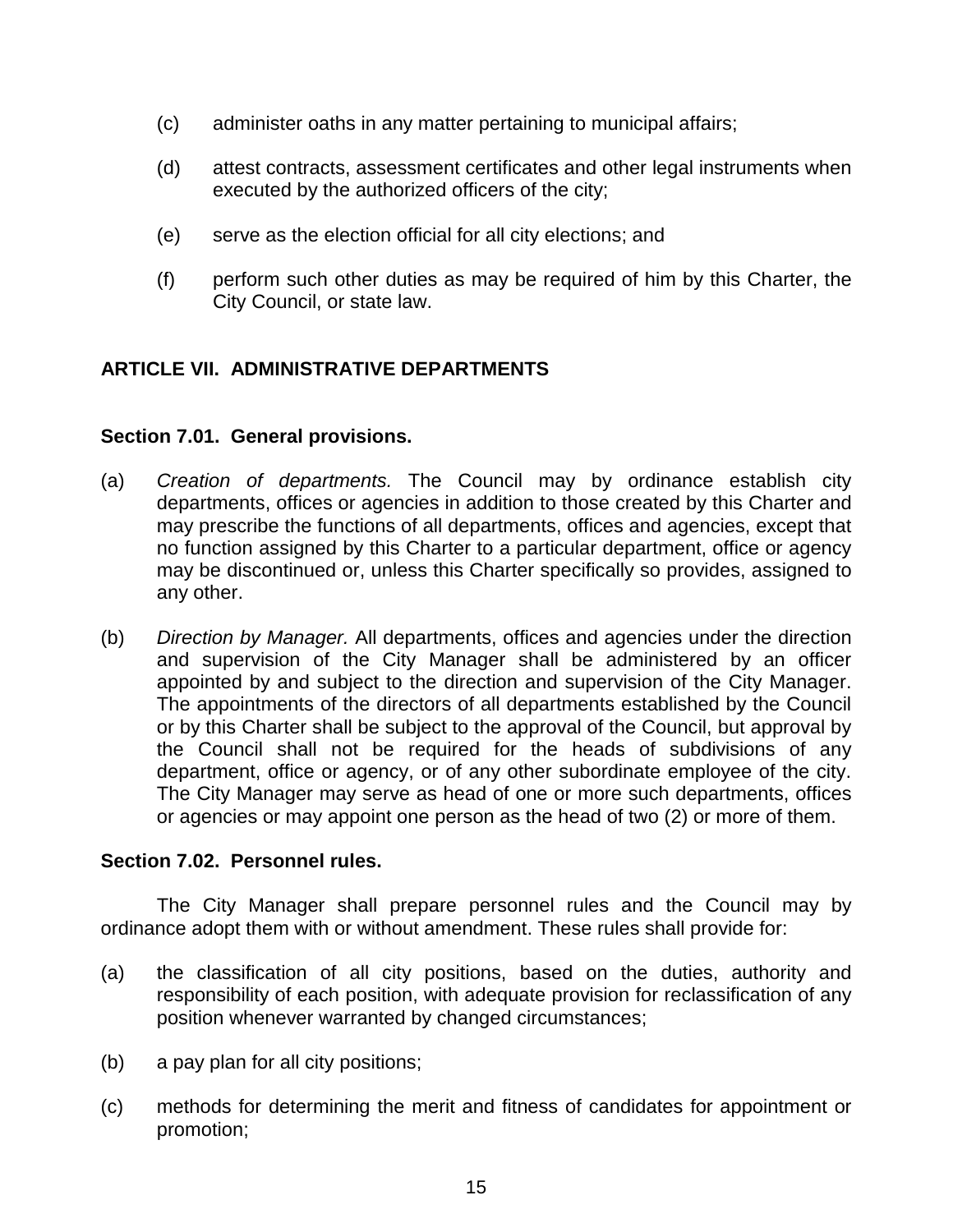(c) administer oaths in any matter pertaining to municipal affairs;

(d) attest contracts, assessment certificates and other legal instruments when executed by the authorized officers of the city;

(e) serve as the election official for all city elections; and

(f) perform such other duties as may be required of him by this Charter, the City Council, or state law.

## ARTICLE VII. ADMINISTRATIVE DEPARTMENTS

### Section 7.01. General provisions.

(a) *Creation of departments.* The Council may by ordinance establish city departments, offices or agencies in addition to those created by this Charter and may prescribe the functions of all departments, offices and agencies, except that no function assigned by this Charter to a particular department, office or agency may be discontinued or, unless this Charter specifically so provides, assigned to any other.

(b) *Direction by Manager.* All departments, offices and agencies under the direction and supervision of the City Manager shall be administered by an officer appointed by and subject to the direction and supervision of the City Manager. The appointments of the directors of all departments established by the Council or by this Charter shall be subject to the approval of the Council, but approval by the Council shall not be required for the heads of subdivisions of any department, office or agency, or of any other subordinate employee of the city. The City Manager may serve as head of one or more such departments, offices or agencies or may appoint one person as the head of two (2) or more of them.

### Section 7.02. Personnel rules.

The City Manager shall prepare personnel rules and the Council may by ordinance adopt them with or without amendment. These rules shall provide for:

(a) the classification of all city positions, based on the duties, authority and responsibility of each position, with adequate provision for reclassification of any position whenever warranted by changed circumstances;

(b) a pay plan for all city positions;

(c) methods for determining the merit and fitness of candidates for appointment or promotion;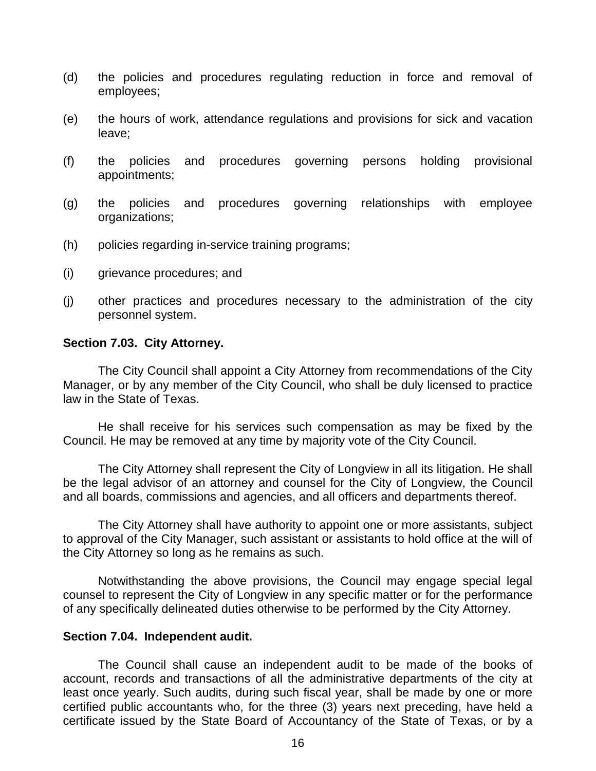(d) the policies and procedures regulating reduction in force and removal of employees;

(e) the hours of work, attendance regulations and provisions for sick and vacation leave;

(f) the policies and procedures governing persons holding provisional appointments;

(g) the policies and procedures governing relationships with employee organizations;

(h) policies regarding in-service training programs;

(i) grievance procedures; and

(j) other practices and procedures necessary to the administration of the city personnel system.

**Section 7.03. City Attorney.**

The City Council shall appoint a City Attorney from recommendations of the City Manager, or by any member of the City Council, who shall be duly licensed to practice law in the State of Texas.

He shall receive for his services such compensation as may be fixed by the Council. He may be removed at any time by majority vote of the City Council.

The City Attorney shall represent the City of Longview in all its litigation. He shall be the legal advisor of an attorney and counsel for the City of Longview, the Council and all boards, commissions and agencies, and all officers and departments thereof.

The City Attorney shall have authority to appoint one or more assistants, subject to approval of the City Manager, such assistant or assistants to hold office at the will of the City Attorney so long as he remains as such.

Notwithstanding the above provisions, the Council may engage special legal counsel to represent the City of Longview in any specific matter or for the performance of any specifically delineated duties otherwise to be performed by the City Attorney.

**Section 7.04. Independent audit.**

The Council shall cause an independent audit to be made of the books of account, records and transactions of all the administrative departments of the city at least once yearly. Such audits, during such fiscal year, shall be made by one or more certified public accountants who, for the three (3) years next preceding, have held a certificate issued by the State Board of Accountancy of the State of Texas, or by a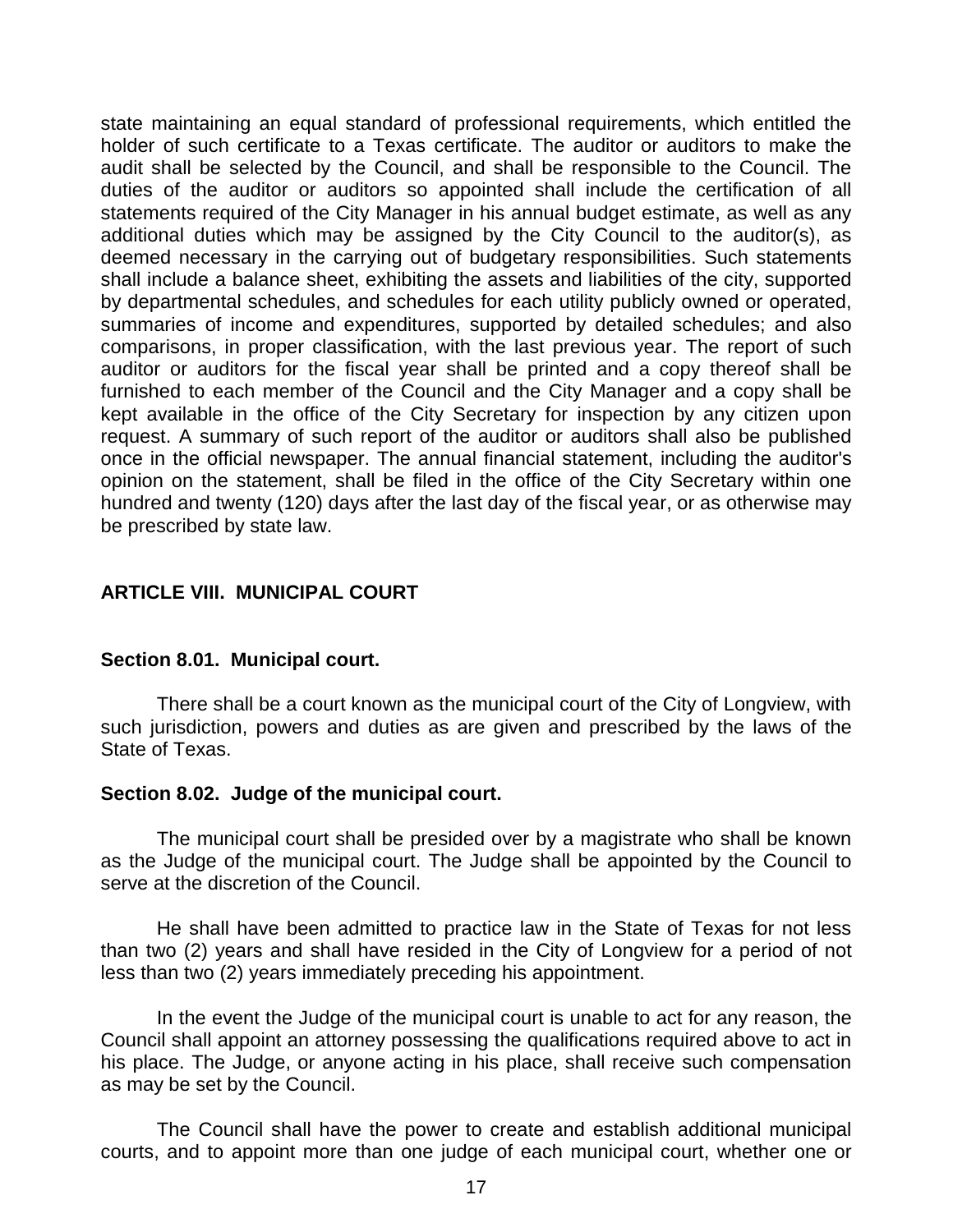state maintaining an equal standard of professional requirements, which entitled the holder of such certificate to a Texas certificate. The auditor or auditors to make the audit shall be selected by the Council, and shall be responsible to the Council. The duties of the auditor or auditors so appointed shall include the certification of all statements required of the City Manager in his annual budget estimate, as well as any additional duties which may be assigned by the City Council to the auditor(s), as deemed necessary in the carrying out of budgetary responsibilities. Such statements shall include a balance sheet, exhibiting the assets and liabilities of the city, supported by departmental schedules, and schedules for each utility publicly owned or operated, summaries of income and expenditures, supported by detailed schedules; and also comparisons, in proper classification, with the last previous year. The report of such auditor or auditors for the fiscal year shall be printed and a copy thereof shall be furnished to each member of the Council and the City Manager and a copy shall be kept available in the office of the City Secretary for inspection by any citizen upon request. A summary of such report of the auditor or auditors shall also be published once in the official newspaper. The annual financial statement, including the auditor's opinion on the statement, shall be filed in the office of the City Secretary within one hundred and twenty (120) days after the last day of the fiscal year, or as otherwise may be prescribed by state law.

## ARTICLE VIII. MUNICIPAL COURT

### Section 8.01. Municipal court.

There shall be a court known as the municipal court of the City of Longview, with such jurisdiction, powers and duties as are given and prescribed by the laws of the State of Texas.

### Section 8.02. Judge of the municipal court.

The municipal court shall be presided over by a magistrate who shall be known as the Judge of the municipal court. The Judge shall be appointed by the Council to serve at the discretion of the Council.

He shall have been admitted to practice law in the State of Texas for not less than two (2) years and shall have resided in the City of Longview for a period of not less than two (2) years immediately preceding his appointment.

In the event the Judge of the municipal court is unable to act for any reason, the Council shall appoint an attorney possessing the qualifications required above to act in his place. The Judge, or anyone acting in his place, shall receive such compensation as may be set by the Council.

The Council shall have the power to create and establish additional municipal courts, and to appoint more than one judge of each municipal court, whether one or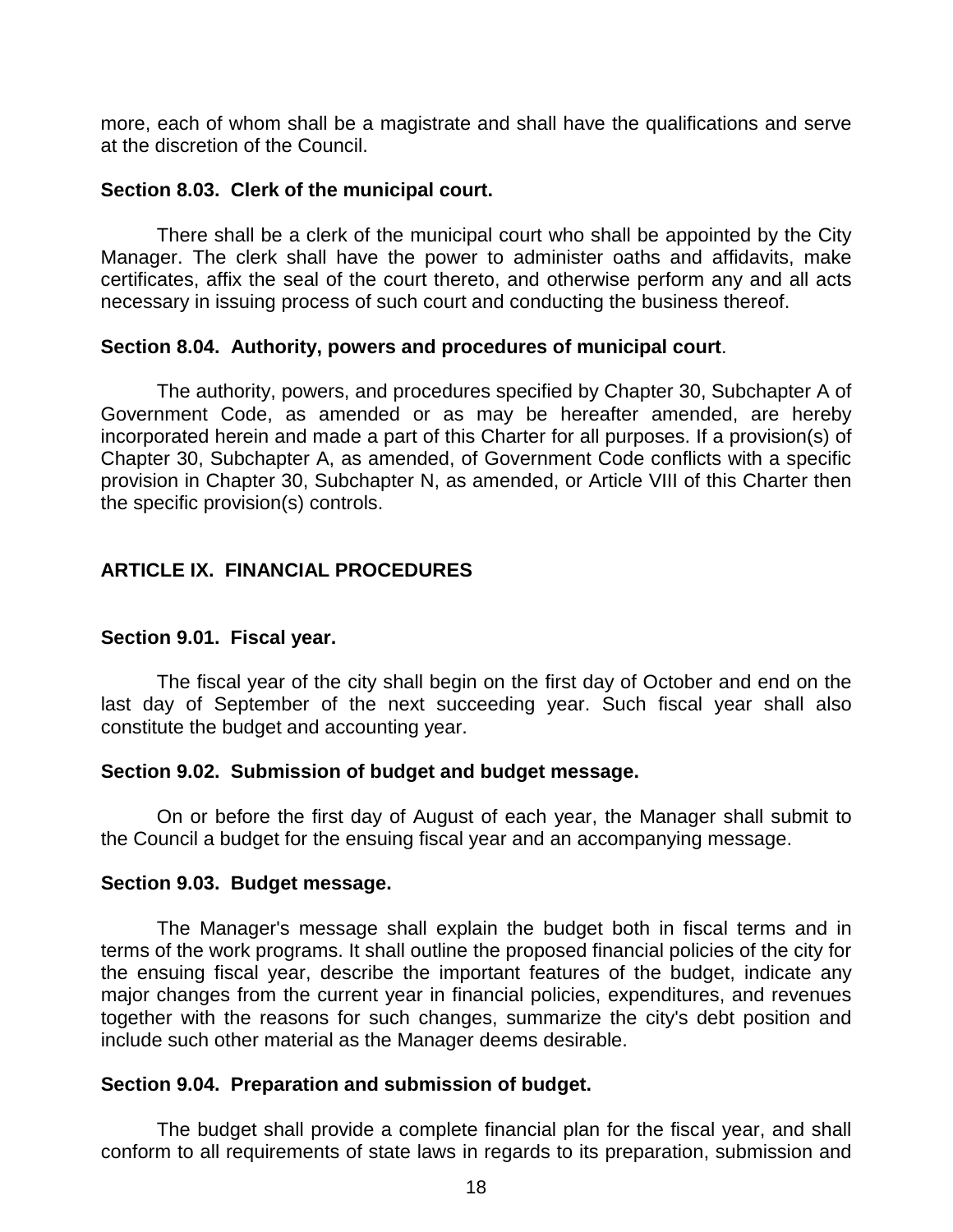more, each of whom shall be a magistrate and shall have the qualifications and serve at the discretion of the Council.

**Section 8.03. Clerk of the municipal court.**

There shall be a clerk of the municipal court who shall be appointed by the City Manager. The clerk shall have the power to administer oaths and affidavits, make certificates, affix the seal of the court thereto, and otherwise perform any and all acts necessary in issuing process of such court and conducting the business thereof.

**Section 8.04. Authority, powers and procedures of municipal court**.

The authority, powers, and procedures specified by Chapter 30, Subchapter A of Government Code, as amended or as may be hereafter amended, are hereby incorporated herein and made a part of this Charter for all purposes. If a provision(s) of Chapter 30, Subchapter A, as amended, of Government Code conflicts with a specific provision in Chapter 30, Subchapter N, as amended, or Article VIII of this Charter then the specific provision(s) controls.

## ARTICLE IX. FINANCIAL PROCEDURES

**Section 9.01. Fiscal year.**

The fiscal year of the city shall begin on the first day of October and end on the last day of September of the next succeeding year. Such fiscal year shall also constitute the budget and accounting year.

**Section 9.02. Submission of budget and budget message.**

On or before the first day of August of each year, the Manager shall submit to the Council a budget for the ensuing fiscal year and an accompanying message.

**Section 9.03. Budget message.**

The Manager's message shall explain the budget both in fiscal terms and in terms of the work programs. It shall outline the proposed financial policies of the city for the ensuing fiscal year, describe the important features of the budget, indicate any major changes from the current year in financial policies, expenditures, and revenues together with the reasons for such changes, summarize the city's debt position and include such other material as the Manager deems desirable.

**Section 9.04. Preparation and submission of budget.**

The budget shall provide a complete financial plan for the fiscal year, and shall conform to all requirements of state laws in regards to its preparation, submission and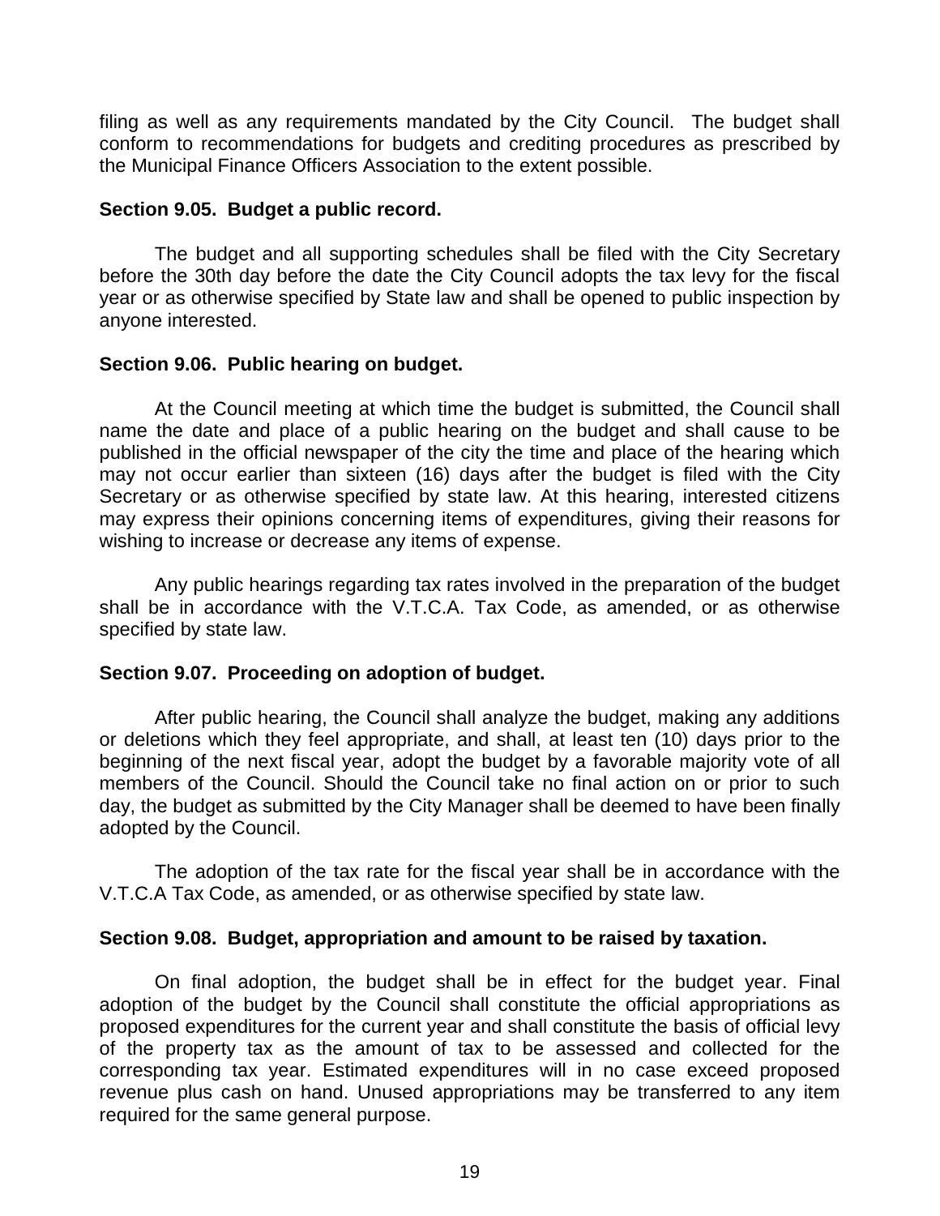filing as well as any requirements mandated by the City Council. The budget shall conform to recommendations for budgets and crediting procedures as prescribed by the Municipal Finance Officers Association to the extent possible.

**Section 9.05. Budget a public record.**

The budget and all supporting schedules shall be filed with the City Secretary before the 30th day before the date the City Council adopts the tax levy for the fiscal year or as otherwise specified by State law and shall be opened to public inspection by anyone interested.

**Section 9.06. Public hearing on budget.**

At the Council meeting at which time the budget is submitted, the Council shall name the date and place of a public hearing on the budget and shall cause to be published in the official newspaper of the city the time and place of the hearing which may not occur earlier than sixteen (16) days after the budget is filed with the City Secretary or as otherwise specified by state law. At this hearing, interested citizens may express their opinions concerning items of expenditures, giving their reasons for wishing to increase or decrease any items of expense.

Any public hearings regarding tax rates involved in the preparation of the budget shall be in accordance with the V.T.C.A. Tax Code, as amended, or as otherwise specified by state law.

**Section 9.07. Proceeding on adoption of budget.**

After public hearing, the Council shall analyze the budget, making any additions or deletions which they feel appropriate, and shall, at least ten (10) days prior to the beginning of the next fiscal year, adopt the budget by a favorable majority vote of all members of the Council. Should the Council take no final action on or prior to such day, the budget as submitted by the City Manager shall be deemed to have been finally adopted by the Council.

The adoption of the tax rate for the fiscal year shall be in accordance with the V.T.C.A Tax Code, as amended, or as otherwise specified by state law.

**Section 9.08. Budget, appropriation and amount to be raised by taxation.**

On final adoption, the budget shall be in effect for the budget year. Final adoption of the budget by the Council shall constitute the official appropriations as proposed expenditures for the current year and shall constitute the basis of official levy of the property tax as the amount of tax to be assessed and collected for the corresponding tax year. Estimated expenditures will in no case exceed proposed revenue plus cash on hand. Unused appropriations may be transferred to any item required for the same general purpose.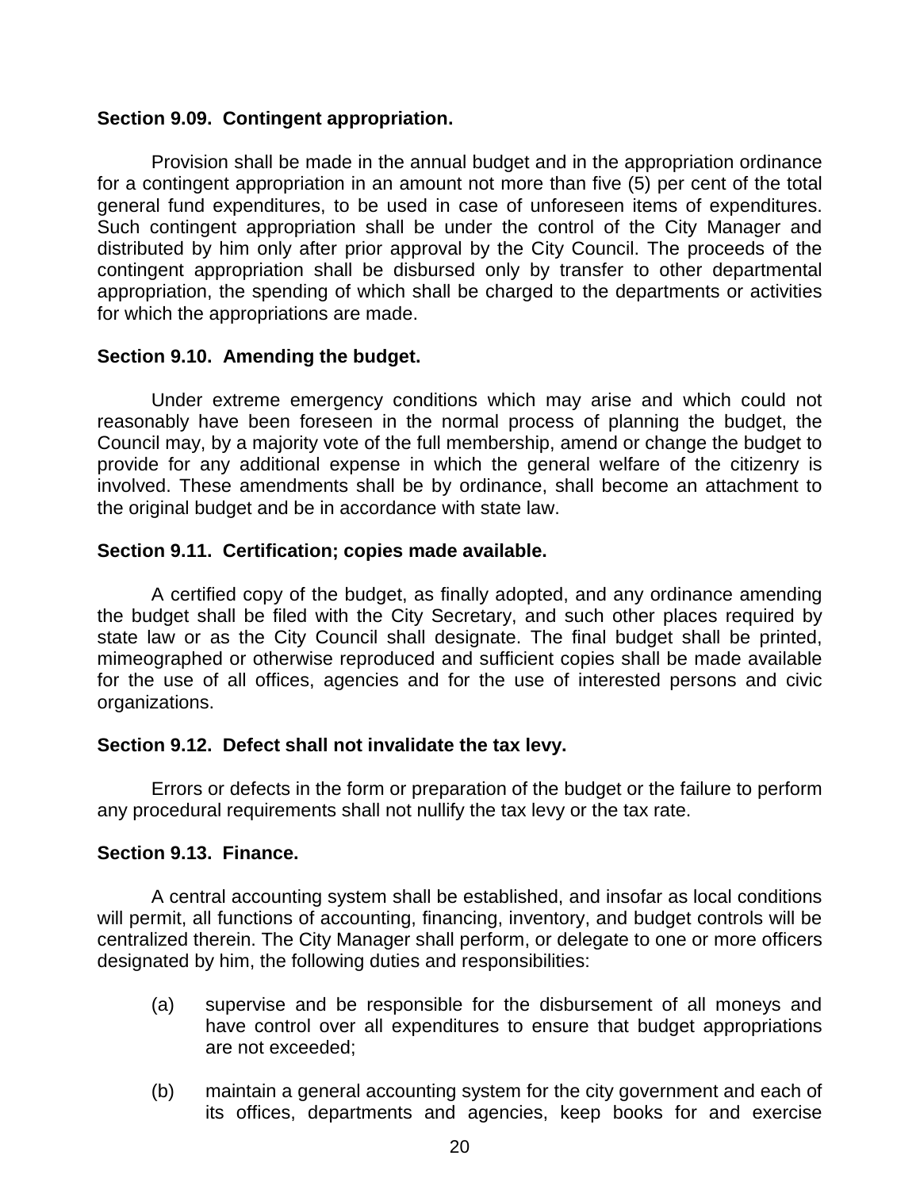**Section 9.09. Contingent appropriation.**

Provision shall be made in the annual budget and in the appropriation ordinance for a contingent appropriation in an amount not more than five (5) per cent of the total general fund expenditures, to be used in case of unforeseen items of expenditures. Such contingent appropriation shall be under the control of the City Manager and distributed by him only after prior approval by the City Council. The proceeds of the contingent appropriation shall be disbursed only by transfer to other departmental appropriation, the spending of which shall be charged to the departments or activities for which the appropriations are made.

**Section 9.10. Amending the budget.**

Under extreme emergency conditions which may arise and which could not reasonably have been foreseen in the normal process of planning the budget, the Council may, by a majority vote of the full membership, amend or change the budget to provide for any additional expense in which the general welfare of the citizenry is involved. These amendments shall be by ordinance, shall become an attachment to the original budget and be in accordance with state law.

**Section 9.11. Certification; copies made available.**

A certified copy of the budget, as finally adopted, and any ordinance amending the budget shall be filed with the City Secretary, and such other places required by state law or as the City Council shall designate. The final budget shall be printed, mimeographed or otherwise reproduced and sufficient copies shall be made available for the use of all offices, agencies and for the use of interested persons and civic organizations.

**Section 9.12. Defect shall not invalidate the tax levy.**

Errors or defects in the form or preparation of the budget or the failure to perform any procedural requirements shall not nullify the tax levy or the tax rate.

**Section 9.13. Finance.**

A central accounting system shall be established, and insofar as local conditions will permit, all functions of accounting, financing, inventory, and budget controls will be centralized therein. The City Manager shall perform, or delegate to one or more officers designated by him, the following duties and responsibilities:

(a) supervise and be responsible for the disbursement of all moneys and have control over all expenditures to ensure that budget appropriations are not exceeded;

(b) maintain a general accounting system for the city government and each of its offices, departments and agencies, keep books for and exercise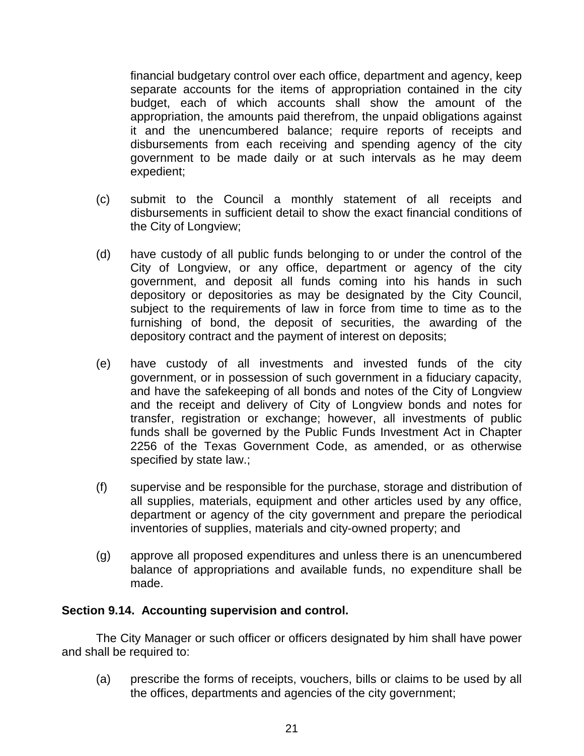financial budgetary control over each office, department and agency, keep separate accounts for the items of appropriation contained in the city budget, each of which accounts shall show the amount of the appropriation, the amounts paid therefrom, the unpaid obligations against it and the unencumbered balance; require reports of receipts and disbursements from each receiving and spending agency of the city government to be made daily or at such intervals as he may deem expedient;

(c) submit to the Council a monthly statement of all receipts and disbursements in sufficient detail to show the exact financial conditions of the City of Longview;

(d) have custody of all public funds belonging to or under the control of the City of Longview, or any office, department or agency of the city government, and deposit all funds coming into his hands in such depository or depositories as may be designated by the City Council, subject to the requirements of law in force from time to time as to the furnishing of bond, the deposit of securities, the awarding of the depository contract and the payment of interest on deposits;

(e) have custody of all investments and invested funds of the city government, or in possession of such government in a fiduciary capacity, and have the safekeeping of all bonds and notes of the City of Longview and the receipt and delivery of City of Longview bonds and notes for transfer, registration or exchange; however, all investments of public funds shall be governed by the Public Funds Investment Act in Chapter 2256 of the Texas Government Code, as amended, or as otherwise specified by state law.;

(f) supervise and be responsible for the purchase, storage and distribution of all supplies, materials, equipment and other articles used by any office, department or agency of the city government and prepare the periodical inventories of supplies, materials and city-owned property; and

(g) approve all proposed expenditures and unless there is an unencumbered balance of appropriations and available funds, no expenditure shall be made.

**Section 9.14. Accounting supervision and control.**

The City Manager or such officer or officers designated by him shall have power and shall be required to:

(a) prescribe the forms of receipts, vouchers, bills or claims to be used by all the offices, departments and agencies of the city government;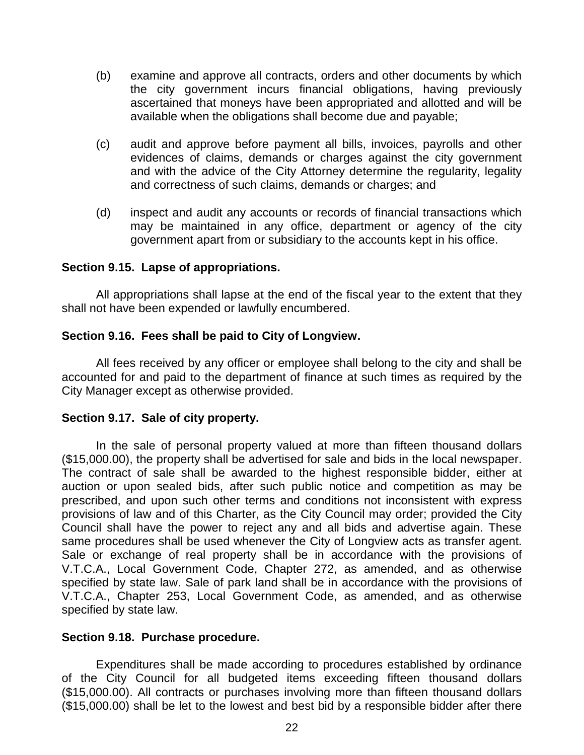(b) examine and approve all contracts, orders and other documents by which the city government incurs financial obligations, having previously ascertained that moneys have been appropriated and allotted and will be available when the obligations shall become due and payable;

(c) audit and approve before payment all bills, invoices, payrolls and other evidences of claims, demands or charges against the city government and with the advice of the City Attorney determine the regularity, legality and correctness of such claims, demands or charges; and

(d) inspect and audit any accounts or records of financial transactions which may be maintained in any office, department or agency of the city government apart from or subsidiary to the accounts kept in his office.

**Section 9.15. Lapse of appropriations.**

All appropriations shall lapse at the end of the fiscal year to the extent that they shall not have been expended or lawfully encumbered.

**Section 9.16. Fees shall be paid to City of Longview.**

All fees received by any officer or employee shall belong to the city and shall be accounted for and paid to the department of finance at such times as required by the City Manager except as otherwise provided.

**Section 9.17. Sale of city property.**

In the sale of personal property valued at more than fifteen thousand dollars ($15,000.00), the property shall be advertised for sale and bids in the local newspaper. The contract of sale shall be awarded to the highest responsible bidder, either at auction or upon sealed bids, after such public notice and competition as may be prescribed, and upon such other terms and conditions not inconsistent with express provisions of law and of this Charter, as the City Council may order; provided the City Council shall have the power to reject any and all bids and advertise again. These same procedures shall be used whenever the City of Longview acts as transfer agent. Sale or exchange of real property shall be in accordance with the provisions of V.T.C.A., Local Government Code, Chapter 272, as amended, and as otherwise specified by state law. Sale of park land shall be in accordance with the provisions of V.T.C.A., Chapter 253, Local Government Code, as amended, and as otherwise specified by state law.

**Section 9.18. Purchase procedure.**

Expenditures shall be made according to procedures established by ordinance of the City Council for all budgeted items exceeding fifteen thousand dollars ($15,000.00). All contracts or purchases involving more than fifteen thousand dollars ($15,000.00) shall be let to the lowest and best bid by a responsible bidder after there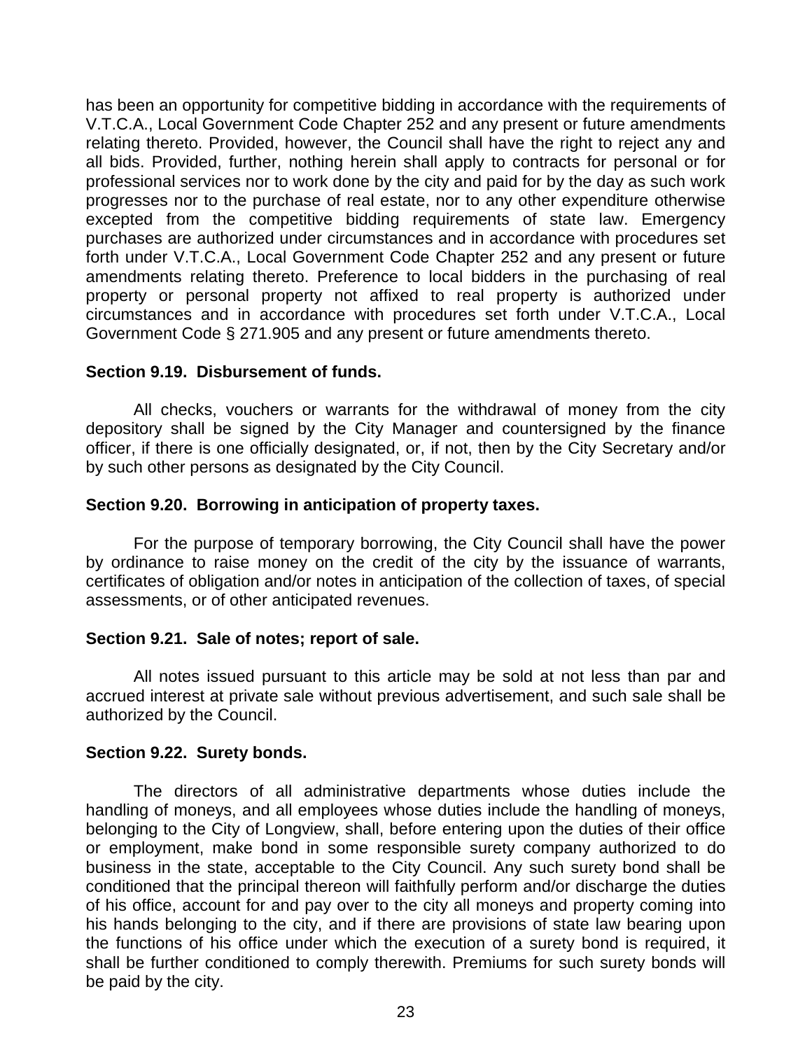has been an opportunity for competitive bidding in accordance with the requirements of V.T.C.A., Local Government Code Chapter 252 and any present or future amendments relating thereto. Provided, however, the Council shall have the right to reject any and all bids. Provided, further, nothing herein shall apply to contracts for personal or for professional services nor to work done by the city and paid for by the day as such work progresses nor to the purchase of real estate, nor to any other expenditure otherwise excepted from the competitive bidding requirements of state law. Emergency purchases are authorized under circumstances and in accordance with procedures set forth under V.T.C.A., Local Government Code Chapter 252 and any present or future amendments relating thereto. Preference to local bidders in the purchasing of real property or personal property not affixed to real property is authorized under circumstances and in accordance with procedures set forth under V.T.C.A., Local Government Code § 271.905 and any present or future amendments thereto.

**Section 9.19. Disbursement of funds.**

All checks, vouchers or warrants for the withdrawal of money from the city depository shall be signed by the City Manager and countersigned by the finance officer, if there is one officially designated, or, if not, then by the City Secretary and/or by such other persons as designated by the City Council.

**Section 9.20. Borrowing in anticipation of property taxes.**

For the purpose of temporary borrowing, the City Council shall have the power by ordinance to raise money on the credit of the city by the issuance of warrants, certificates of obligation and/or notes in anticipation of the collection of taxes, of special assessments, or of other anticipated revenues.

**Section 9.21. Sale of notes; report of sale.**

All notes issued pursuant to this article may be sold at not less than par and accrued interest at private sale without previous advertisement, and such sale shall be authorized by the Council.

**Section 9.22. Surety bonds.**

The directors of all administrative departments whose duties include the handling of moneys, and all employees whose duties include the handling of moneys, belonging to the City of Longview, shall, before entering upon the duties of their office or employment, make bond in some responsible surety company authorized to do business in the state, acceptable to the City Council. Any such surety bond shall be conditioned that the principal thereon will faithfully perform and/or discharge the duties of his office, account for and pay over to the city all moneys and property coming into his hands belonging to the city, and if there are provisions of state law bearing upon the functions of his office under which the execution of a surety bond is required, it shall be further conditioned to comply therewith. Premiums for such surety bonds will be paid by the city.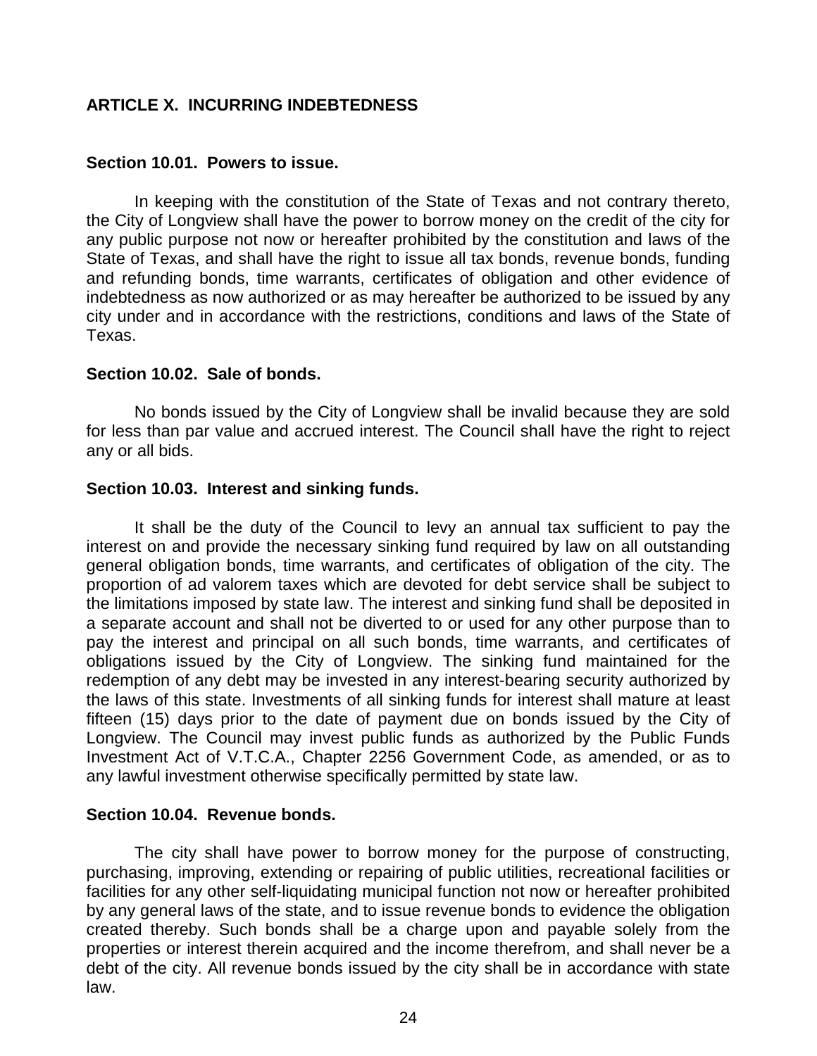## ARTICLE X. INCURRING INDEBTEDNESS

### Section 10.01. Powers to issue.

In keeping with the constitution of the State of Texas and not contrary thereto, the City of Longview shall have the power to borrow money on the credit of the city for any public purpose not now or hereafter prohibited by the constitution and laws of the State of Texas, and shall have the right to issue all tax bonds, revenue bonds, funding and refunding bonds, time warrants, certificates of obligation and other evidence of indebtedness as now authorized or as may hereafter be authorized to be issued by any city under and in accordance with the restrictions, conditions and laws of the State of Texas.

### Section 10.02. Sale of bonds.

No bonds issued by the City of Longview shall be invalid because they are sold for less than par value and accrued interest. The Council shall have the right to reject any or all bids.

### Section 10.03. Interest and sinking funds.

It shall be the duty of the Council to levy an annual tax sufficient to pay the interest on and provide the necessary sinking fund required by law on all outstanding general obligation bonds, time warrants, and certificates of obligation of the city. The proportion of ad valorem taxes which are devoted for debt service shall be subject to the limitations imposed by state law. The interest and sinking fund shall be deposited in a separate account and shall not be diverted to or used for any other purpose than to pay the interest and principal on all such bonds, time warrants, and certificates of obligations issued by the City of Longview. The sinking fund maintained for the redemption of any debt may be invested in any interest-bearing security authorized by the laws of this state. Investments of all sinking funds for interest shall mature at least fifteen (15) days prior to the date of payment due on bonds issued by the City of Longview. The Council may invest public funds as authorized by the Public Funds Investment Act of V.T.C.A., Chapter 2256 Government Code, as amended, or as to any lawful investment otherwise specifically permitted by state law.

### Section 10.04. Revenue bonds.

The city shall have power to borrow money for the purpose of constructing, purchasing, improving, extending or repairing of public utilities, recreational facilities or facilities for any other self-liquidating municipal function not now or hereafter prohibited by any general laws of the state, and to issue revenue bonds to evidence the obligation created thereby. Such bonds shall be a charge upon and payable solely from the properties or interest therein acquired and the income therefrom, and shall never be a debt of the city. All revenue bonds issued by the city shall be in accordance with state law.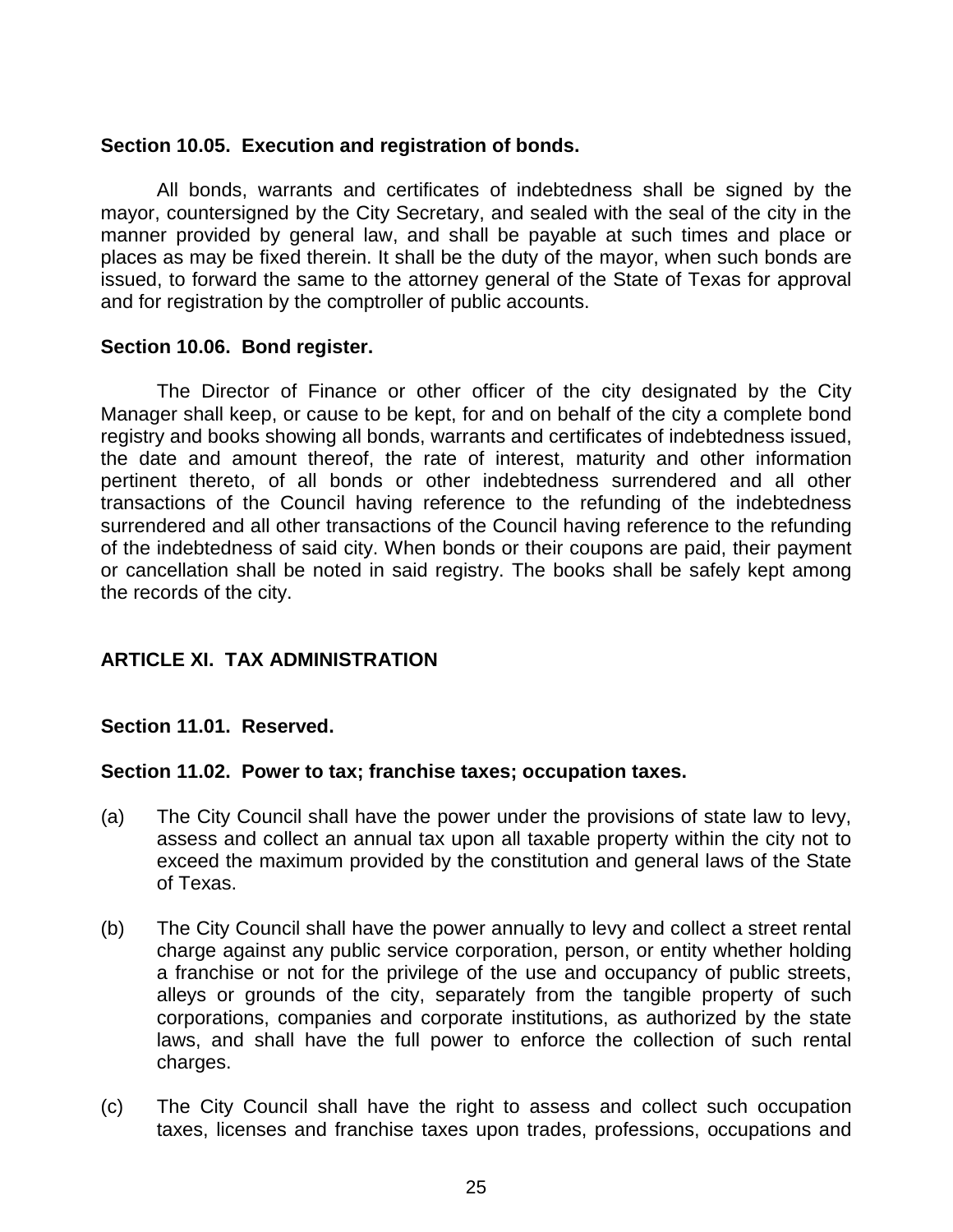**Section 10.05. Execution and registration of bonds.**

All bonds, warrants and certificates of indebtedness shall be signed by the mayor, countersigned by the City Secretary, and sealed with the seal of the city in the manner provided by general law, and shall be payable at such times and place or places as may be fixed therein. It shall be the duty of the mayor, when such bonds are issued, to forward the same to the attorney general of the State of Texas for approval and for registration by the comptroller of public accounts.

**Section 10.06. Bond register.**

The Director of Finance or other officer of the city designated by the City Manager shall keep, or cause to be kept, for and on behalf of the city a complete bond registry and books showing all bonds, warrants and certificates of indebtedness issued, the date and amount thereof, the rate of interest, maturity and other information pertinent thereto, of all bonds or other indebtedness surrendered and all other transactions of the Council having reference to the refunding of the indebtedness surrendered and all other transactions of the Council having reference to the refunding of the indebtedness of said city. When bonds or their coupons are paid, their payment or cancellation shall be noted in said registry. The books shall be safely kept among the records of the city.

## ARTICLE XI. TAX ADMINISTRATION

**Section 11.01. Reserved.**

**Section 11.02. Power to tax; franchise taxes; occupation taxes.**

(a) The City Council shall have the power under the provisions of state law to levy, assess and collect an annual tax upon all taxable property within the city not to exceed the maximum provided by the constitution and general laws of the State of Texas.

(b) The City Council shall have the power annually to levy and collect a street rental charge against any public service corporation, person, or entity whether holding a franchise or not for the privilege of the use and occupancy of public streets, alleys or grounds of the city, separately from the tangible property of such corporations, companies and corporate institutions, as authorized by the state laws, and shall have the full power to enforce the collection of such rental charges.

(c) The City Council shall have the right to assess and collect such occupation taxes, licenses and franchise taxes upon trades, professions, occupations and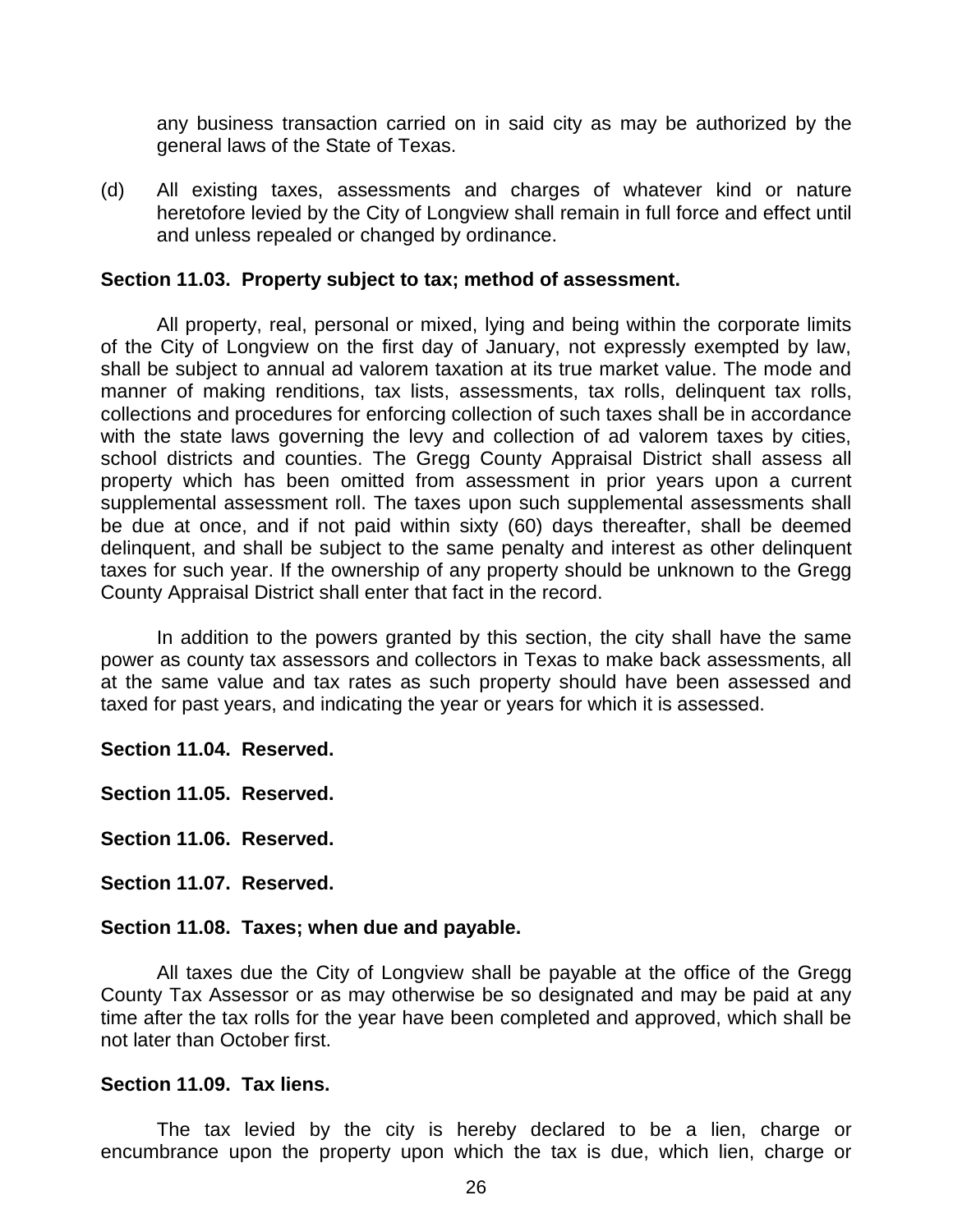any business transaction carried on in said city as may be authorized by the general laws of the State of Texas.

(d) All existing taxes, assessments and charges of whatever kind or nature heretofore levied by the City of Longview shall remain in full force and effect until and unless repealed or changed by ordinance.

**Section 11.03. Property subject to tax; method of assessment.**

All property, real, personal or mixed, lying and being within the corporate limits of the City of Longview on the first day of January, not expressly exempted by law, shall be subject to annual ad valorem taxation at its true market value. The mode and manner of making renditions, tax lists, assessments, tax rolls, delinquent tax rolls, collections and procedures for enforcing collection of such taxes shall be in accordance with the state laws governing the levy and collection of ad valorem taxes by cities, school districts and counties. The Gregg County Appraisal District shall assess all property which has been omitted from assessment in prior years upon a current supplemental assessment roll. The taxes upon such supplemental assessments shall be due at once, and if not paid within sixty (60) days thereafter, shall be deemed delinquent, and shall be subject to the same penalty and interest as other delinquent taxes for such year. If the ownership of any property should be unknown to the Gregg County Appraisal District shall enter that fact in the record.

In addition to the powers granted by this section, the city shall have the same power as county tax assessors and collectors in Texas to make back assessments, all at the same value and tax rates as such property should have been assessed and taxed for past years, and indicating the year or years for which it is assessed.

**Section 11.04. Reserved.**

**Section 11.05. Reserved.**

**Section 11.06. Reserved.**

**Section 11.07. Reserved.**

**Section 11.08. Taxes; when due and payable.**

All taxes due the City of Longview shall be payable at the office of the Gregg County Tax Assessor or as may otherwise be so designated and may be paid at any time after the tax rolls for the year have been completed and approved, which shall be not later than October first.

**Section 11.09. Tax liens.**

The tax levied by the city is hereby declared to be a lien, charge or encumbrance upon the property upon which the tax is due, which lien, charge or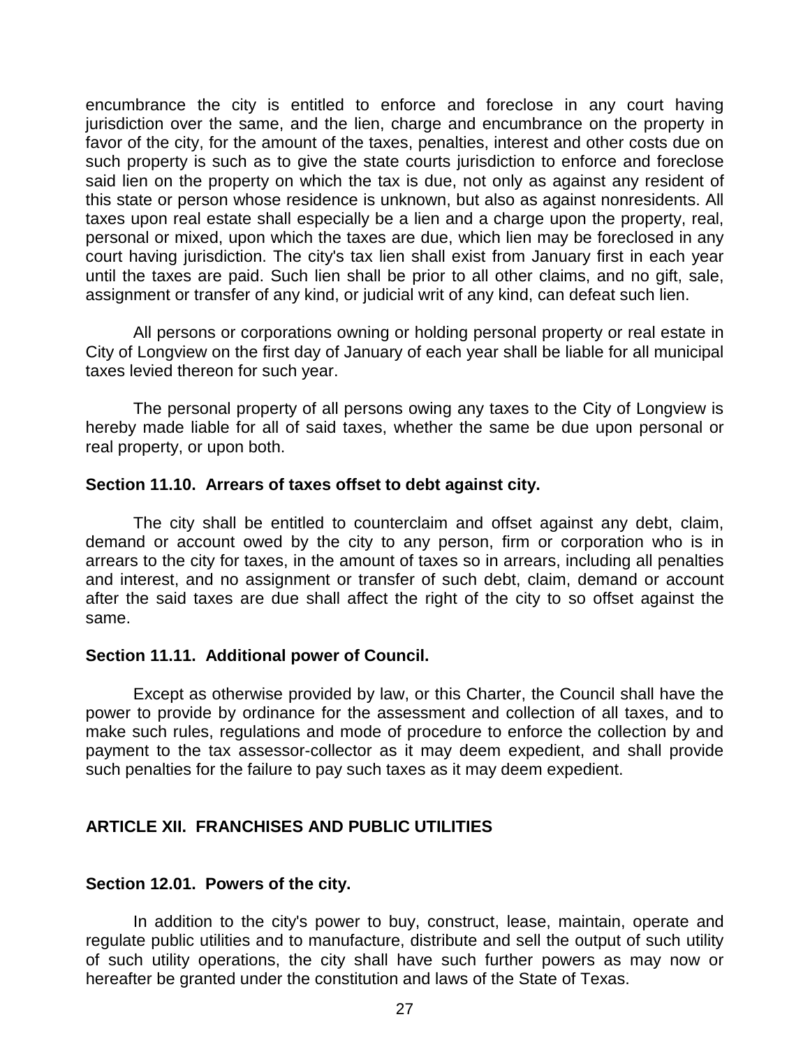encumbrance the city is entitled to enforce and foreclose in any court having jurisdiction over the same, and the lien, charge and encumbrance on the property in favor of the city, for the amount of the taxes, penalties, interest and other costs due on such property is such as to give the state courts jurisdiction to enforce and foreclose said lien on the property on which the tax is due, not only as against any resident of this state or person whose residence is unknown, but also as against nonresidents. All taxes upon real estate shall especially be a lien and a charge upon the property, real, personal or mixed, upon which the taxes are due, which lien may be foreclosed in any court having jurisdiction. The city's tax lien shall exist from January first in each year until the taxes are paid. Such lien shall be prior to all other claims, and no gift, sale, assignment or transfer of any kind, or judicial writ of any kind, can defeat such lien.

All persons or corporations owning or holding personal property or real estate in City of Longview on the first day of January of each year shall be liable for all municipal taxes levied thereon for such year.

The personal property of all persons owing any taxes to the City of Longview is hereby made liable for all of said taxes, whether the same be due upon personal or real property, or upon both.

### Section 11.10. Arrears of taxes offset to debt against city.

The city shall be entitled to counterclaim and offset against any debt, claim, demand or account owed by the city to any person, firm or corporation who is in arrears to the city for taxes, in the amount of taxes so in arrears, including all penalties and interest, and no assignment or transfer of such debt, claim, demand or account after the said taxes are due shall affect the right of the city to so offset against the same.

### Section 11.11. Additional power of Council.

Except as otherwise provided by law, or this Charter, the Council shall have the power to provide by ordinance for the assessment and collection of all taxes, and to make such rules, regulations and mode of procedure to enforce the collection by and payment to the tax assessor-collector as it may deem expedient, and shall provide such penalties for the failure to pay such taxes as it may deem expedient.

## ARTICLE XII. FRANCHISES AND PUBLIC UTILITIES

### Section 12.01. Powers of the city.

In addition to the city's power to buy, construct, lease, maintain, operate and regulate public utilities and to manufacture, distribute and sell the output of such utility of such utility operations, the city shall have such further powers as may now or hereafter be granted under the constitution and laws of the State of Texas.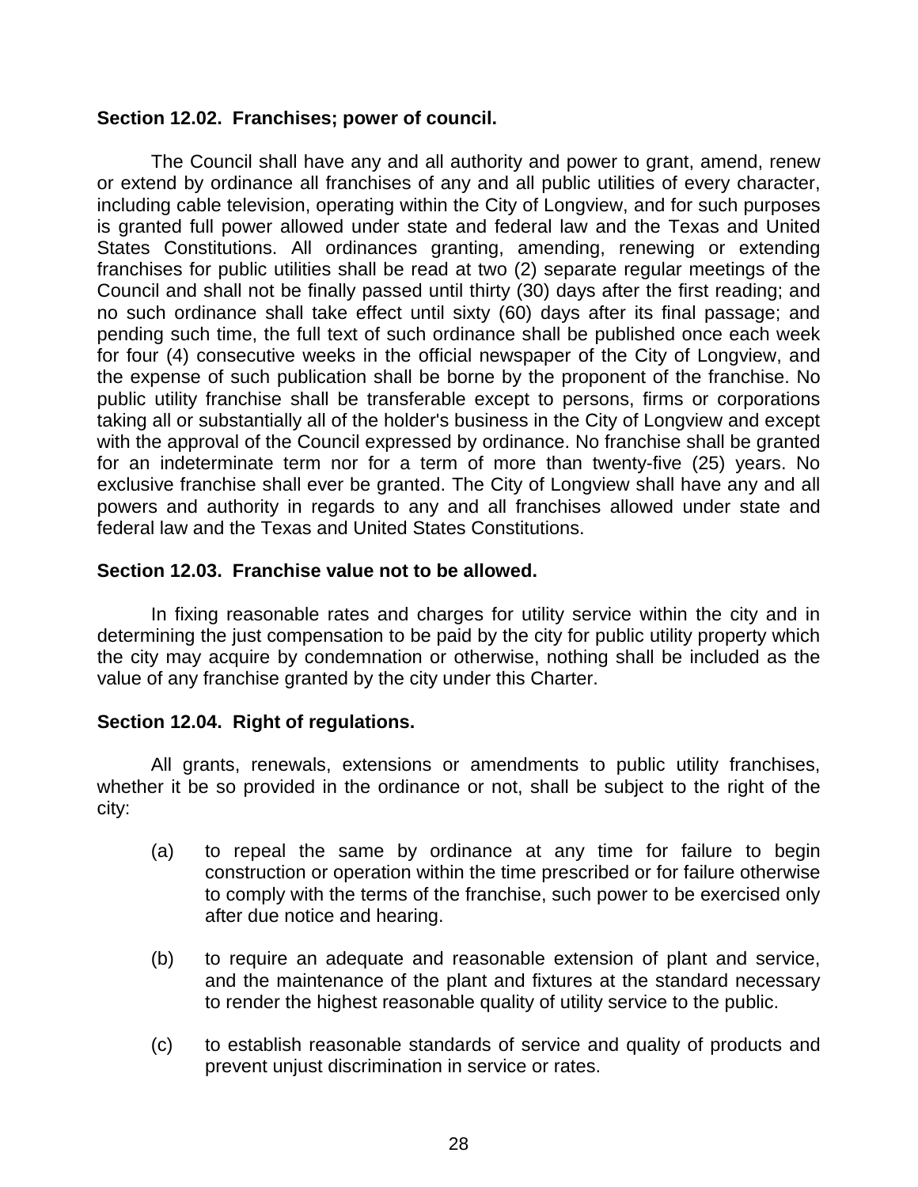**Section 12.02. Franchises; power of council.**

The Council shall have any and all authority and power to grant, amend, renew or extend by ordinance all franchises of any and all public utilities of every character, including cable television, operating within the City of Longview, and for such purposes is granted full power allowed under state and federal law and the Texas and United States Constitutions. All ordinances granting, amending, renewing or extending franchises for public utilities shall be read at two (2) separate regular meetings of the Council and shall not be finally passed until thirty (30) days after the first reading; and no such ordinance shall take effect until sixty (60) days after its final passage; and pending such time, the full text of such ordinance shall be published once each week for four (4) consecutive weeks in the official newspaper of the City of Longview, and the expense of such publication shall be borne by the proponent of the franchise. No public utility franchise shall be transferable except to persons, firms or corporations taking all or substantially all of the holder's business in the City of Longview and except with the approval of the Council expressed by ordinance. No franchise shall be granted for an indeterminate term nor for a term of more than twenty-five (25) years. No exclusive franchise shall ever be granted. The City of Longview shall have any and all powers and authority in regards to any and all franchises allowed under state and federal law and the Texas and United States Constitutions.

**Section 12.03. Franchise value not to be allowed.**

In fixing reasonable rates and charges for utility service within the city and in determining the just compensation to be paid by the city for public utility property which the city may acquire by condemnation or otherwise, nothing shall be included as the value of any franchise granted by the city under this Charter.

**Section 12.04. Right of regulations.**

All grants, renewals, extensions or amendments to public utility franchises, whether it be so provided in the ordinance or not, shall be subject to the right of the city:

(a) to repeal the same by ordinance at any time for failure to begin construction or operation within the time prescribed or for failure otherwise to comply with the terms of the franchise, such power to be exercised only after due notice and hearing.

(b) to require an adequate and reasonable extension of plant and service, and the maintenance of the plant and fixtures at the standard necessary to render the highest reasonable quality of utility service to the public.

(c) to establish reasonable standards of service and quality of products and prevent unjust discrimination in service or rates.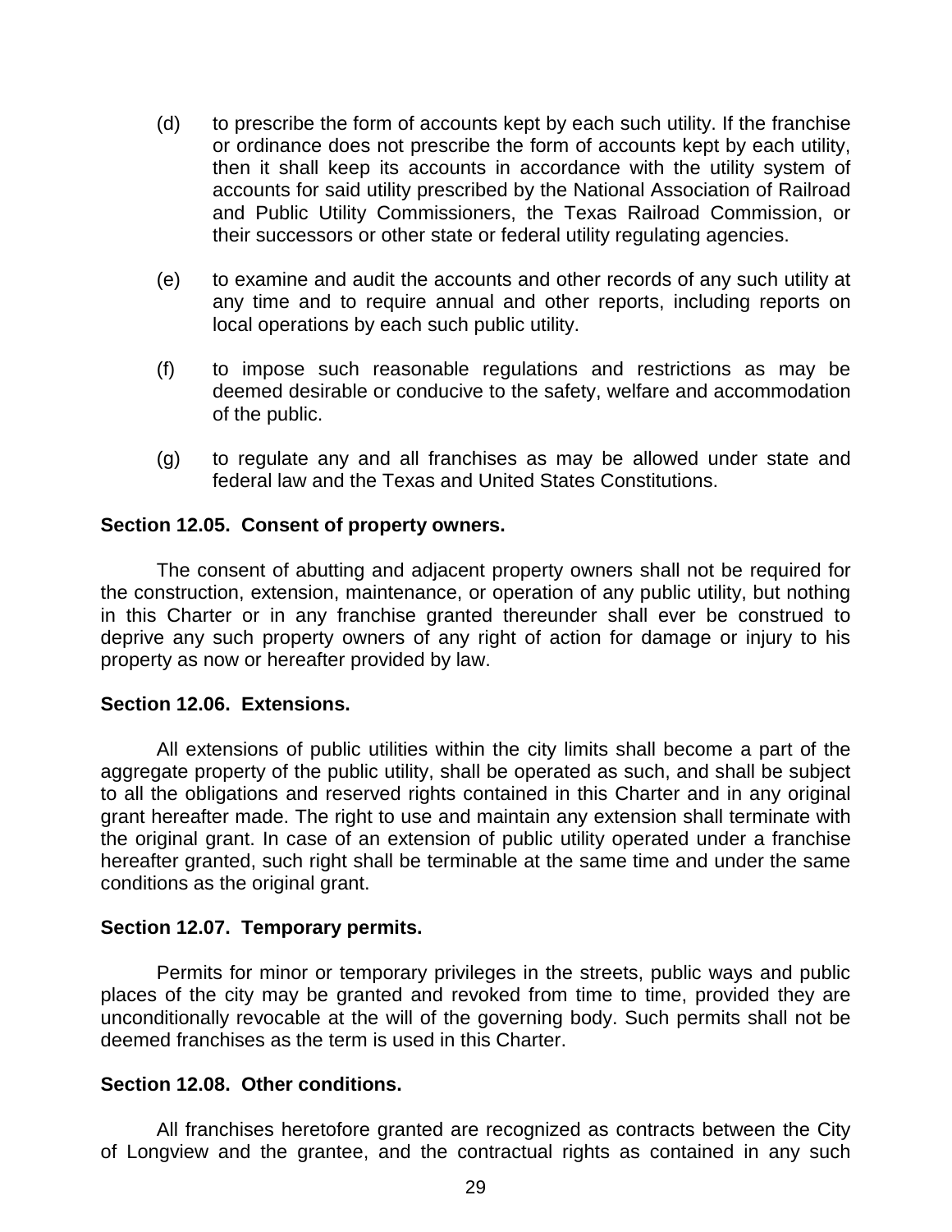(d) to prescribe the form of accounts kept by each such utility. If the franchise or ordinance does not prescribe the form of accounts kept by each utility, then it shall keep its accounts in accordance with the utility system of accounts for said utility prescribed by the National Association of Railroad and Public Utility Commissioners, the Texas Railroad Commission, or their successors or other state or federal utility regulating agencies.

(e) to examine and audit the accounts and other records of any such utility at any time and to require annual and other reports, including reports on local operations by each such public utility.

(f) to impose such reasonable regulations and restrictions as may be deemed desirable or conducive to the safety, welfare and accommodation of the public.

(g) to regulate any and all franchises as may be allowed under state and federal law and the Texas and United States Constitutions.

**Section 12.05. Consent of property owners.**

The consent of abutting and adjacent property owners shall not be required for the construction, extension, maintenance, or operation of any public utility, but nothing in this Charter or in any franchise granted thereunder shall ever be construed to deprive any such property owners of any right of action for damage or injury to his property as now or hereafter provided by law.

**Section 12.06. Extensions.**

All extensions of public utilities within the city limits shall become a part of the aggregate property of the public utility, shall be operated as such, and shall be subject to all the obligations and reserved rights contained in this Charter and in any original grant hereafter made. The right to use and maintain any extension shall terminate with the original grant. In case of an extension of public utility operated under a franchise hereafter granted, such right shall be terminable at the same time and under the same conditions as the original grant.

**Section 12.07. Temporary permits.**

Permits for minor or temporary privileges in the streets, public ways and public places of the city may be granted and revoked from time to time, provided they are unconditionally revocable at the will of the governing body. Such permits shall not be deemed franchises as the term is used in this Charter.

**Section 12.08. Other conditions.**

All franchises heretofore granted are recognized as contracts between the City of Longview and the grantee, and the contractual rights as contained in any such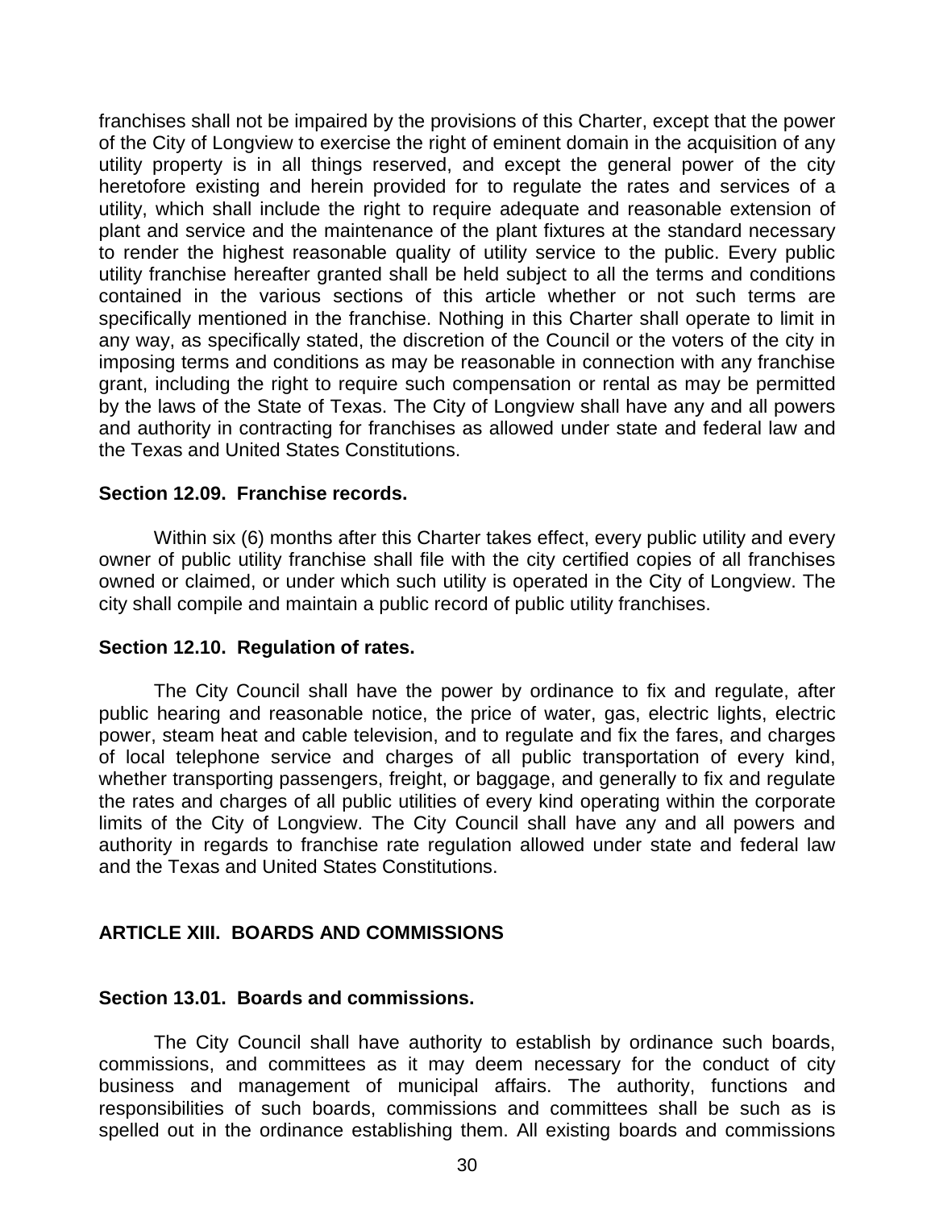franchises shall not be impaired by the provisions of this Charter, except that the power of the City of Longview to exercise the right of eminent domain in the acquisition of any utility property is in all things reserved, and except the general power of the city heretofore existing and herein provided for to regulate the rates and services of a utility, which shall include the right to require adequate and reasonable extension of plant and service and the maintenance of the plant fixtures at the standard necessary to render the highest reasonable quality of utility service to the public. Every public utility franchise hereafter granted shall be held subject to all the terms and conditions contained in the various sections of this article whether or not such terms are specifically mentioned in the franchise. Nothing in this Charter shall operate to limit in any way, as specifically stated, the discretion of the Council or the voters of the city in imposing terms and conditions as may be reasonable in connection with any franchise grant, including the right to require such compensation or rental as may be permitted by the laws of the State of Texas. The City of Longview shall have any and all powers and authority in contracting for franchises as allowed under state and federal law and the Texas and United States Constitutions.

**Section 12.09. Franchise records.**

Within six (6) months after this Charter takes effect, every public utility and every owner of public utility franchise shall file with the city certified copies of all franchises owned or claimed, or under which such utility is operated in the City of Longview. The city shall compile and maintain a public record of public utility franchises.

**Section 12.10. Regulation of rates.**

The City Council shall have the power by ordinance to fix and regulate, after public hearing and reasonable notice, the price of water, gas, electric lights, electric power, steam heat and cable television, and to regulate and fix the fares, and charges of local telephone service and charges of all public transportation of every kind, whether transporting passengers, freight, or baggage, and generally to fix and regulate the rates and charges of all public utilities of every kind operating within the corporate limits of the City of Longview. The City Council shall have any and all powers and authority in regards to franchise rate regulation allowed under state and federal law and the Texas and United States Constitutions.

## ARTICLE XIII. BOARDS AND COMMISSIONS

**Section 13.01. Boards and commissions.**

The City Council shall have authority to establish by ordinance such boards, commissions, and committees as it may deem necessary for the conduct of city business and management of municipal affairs. The authority, functions and responsibilities of such boards, commissions and committees shall be such as is spelled out in the ordinance establishing them. All existing boards and commissions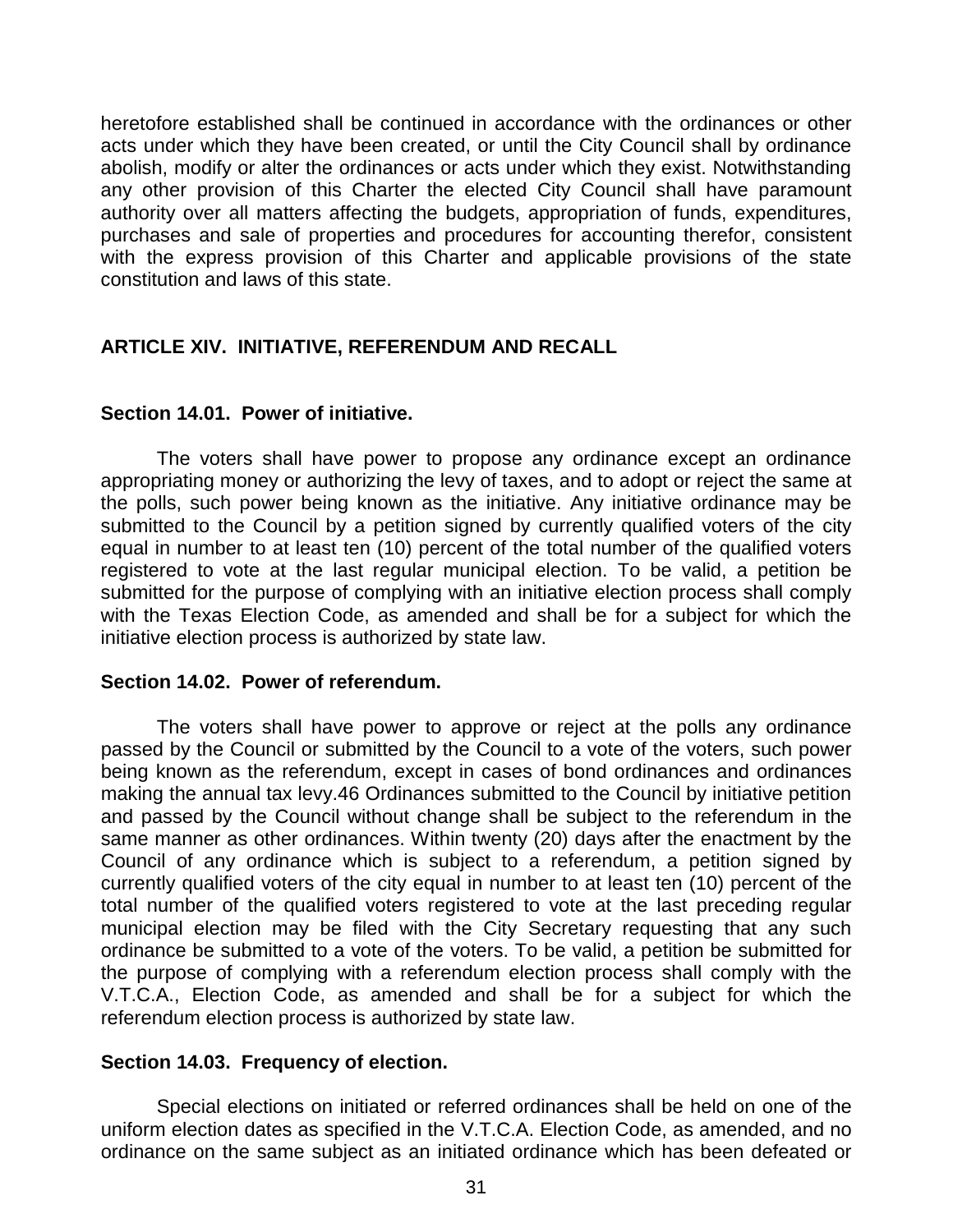heretofore established shall be continued in accordance with the ordinances or other acts under which they have been created, or until the City Council shall by ordinance abolish, modify or alter the ordinances or acts under which they exist. Notwithstanding any other provision of this Charter the elected City Council shall have paramount authority over all matters affecting the budgets, appropriation of funds, expenditures, purchases and sale of properties and procedures for accounting therefor, consistent with the express provision of this Charter and applicable provisions of the state constitution and laws of this state.

## ARTICLE XIV. INITIATIVE, REFERENDUM AND RECALL

### Section 14.01. Power of initiative.

The voters shall have power to propose any ordinance except an ordinance appropriating money or authorizing the levy of taxes, and to adopt or reject the same at the polls, such power being known as the initiative. Any initiative ordinance may be submitted to the Council by a petition signed by currently qualified voters of the city equal in number to at least ten (10) percent of the total number of the qualified voters registered to vote at the last regular municipal election. To be valid, a petition be submitted for the purpose of complying with an initiative election process shall comply with the Texas Election Code, as amended and shall be for a subject for which the initiative election process is authorized by state law.

### Section 14.02. Power of referendum.

The voters shall have power to approve or reject at the polls any ordinance passed by the Council or submitted by the Council to a vote of the voters, such power being known as the referendum, except in cases of bond ordinances and ordinances making the annual tax levy.46 Ordinances submitted to the Council by initiative petition and passed by the Council without change shall be subject to the referendum in the same manner as other ordinances. Within twenty (20) days after the enactment by the Council of any ordinance which is subject to a referendum, a petition signed by currently qualified voters of the city equal in number to at least ten (10) percent of the total number of the qualified voters registered to vote at the last preceding regular municipal election may be filed with the City Secretary requesting that any such ordinance be submitted to a vote of the voters. To be valid, a petition be submitted for the purpose of complying with a referendum election process shall comply with the V.T.C.A., Election Code, as amended and shall be for a subject for which the referendum election process is authorized by state law.

### Section 14.03. Frequency of election.

Special elections on initiated or referred ordinances shall be held on one of the uniform election dates as specified in the V.T.C.A. Election Code, as amended, and no ordinance on the same subject as an initiated ordinance which has been defeated or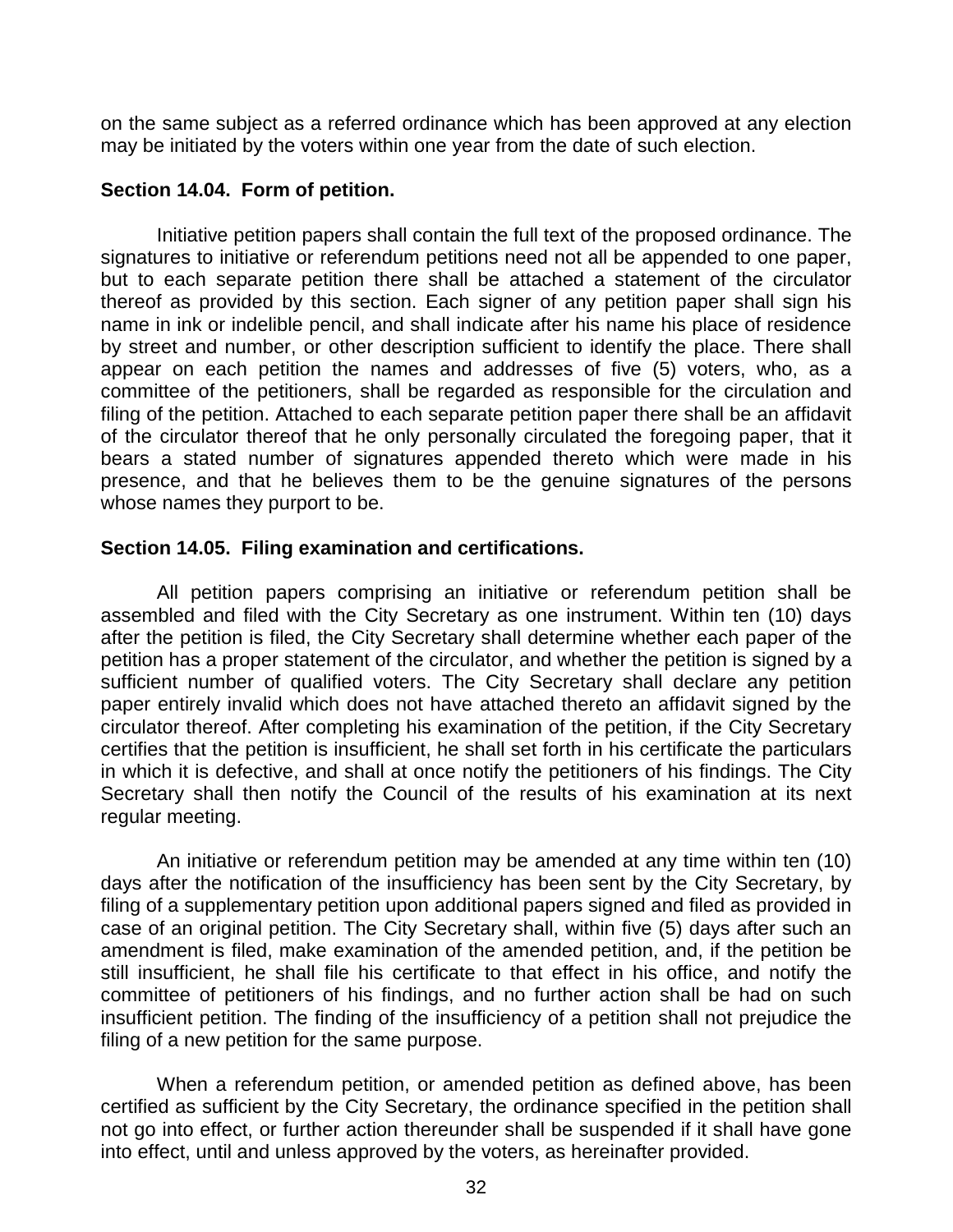on the same subject as a referred ordinance which has been approved at any election may be initiated by the voters within one year from the date of such election.

**Section 14.04. Form of petition.**

Initiative petition papers shall contain the full text of the proposed ordinance. The signatures to initiative or referendum petitions need not all be appended to one paper, but to each separate petition there shall be attached a statement of the circulator thereof as provided by this section. Each signer of any petition paper shall sign his name in ink or indelible pencil, and shall indicate after his name his place of residence by street and number, or other description sufficient to identify the place. There shall appear on each petition the names and addresses of five (5) voters, who, as a committee of the petitioners, shall be regarded as responsible for the circulation and filing of the petition. Attached to each separate petition paper there shall be an affidavit of the circulator thereof that he only personally circulated the foregoing paper, that it bears a stated number of signatures appended thereto which were made in his presence, and that he believes them to be the genuine signatures of the persons whose names they purport to be.

**Section 14.05. Filing examination and certifications.**

All petition papers comprising an initiative or referendum petition shall be assembled and filed with the City Secretary as one instrument. Within ten (10) days after the petition is filed, the City Secretary shall determine whether each paper of the petition has a proper statement of the circulator, and whether the petition is signed by a sufficient number of qualified voters. The City Secretary shall declare any petition paper entirely invalid which does not have attached thereto an affidavit signed by the circulator thereof. After completing his examination of the petition, if the City Secretary certifies that the petition is insufficient, he shall set forth in his certificate the particulars in which it is defective, and shall at once notify the petitioners of his findings. The City Secretary shall then notify the Council of the results of his examination at its next regular meeting.

An initiative or referendum petition may be amended at any time within ten (10) days after the notification of the insufficiency has been sent by the City Secretary, by filing of a supplementary petition upon additional papers signed and filed as provided in case of an original petition. The City Secretary shall, within five (5) days after such an amendment is filed, make examination of the amended petition, and, if the petition be still insufficient, he shall file his certificate to that effect in his office, and notify the committee of petitioners of his findings, and no further action shall be had on such insufficient petition. The finding of the insufficiency of a petition shall not prejudice the filing of a new petition for the same purpose.

When a referendum petition, or amended petition as defined above, has been certified as sufficient by the City Secretary, the ordinance specified in the petition shall not go into effect, or further action thereunder shall be suspended if it shall have gone into effect, until and unless approved by the voters, as hereinafter provided.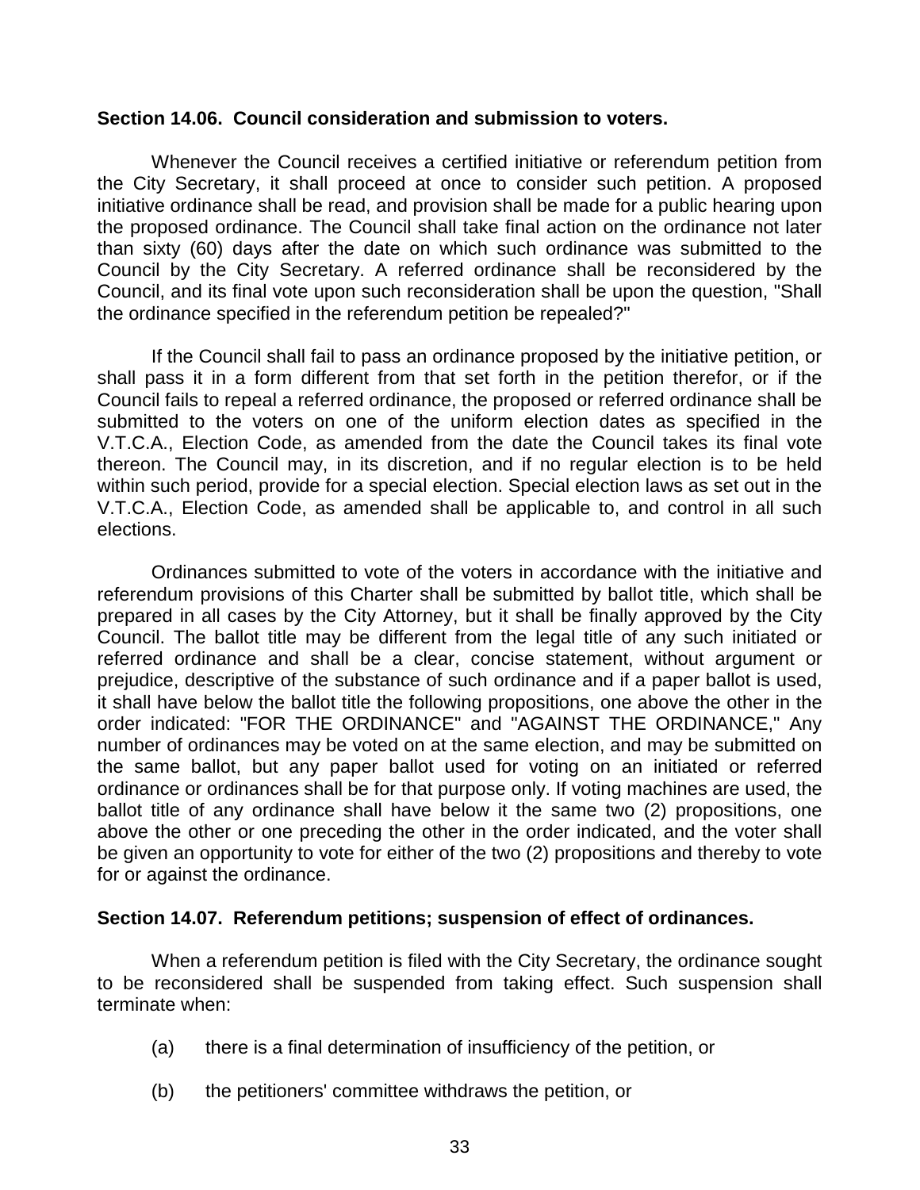**Section 14.06. Council consideration and submission to voters.**

Whenever the Council receives a certified initiative or referendum petition from the City Secretary, it shall proceed at once to consider such petition. A proposed initiative ordinance shall be read, and provision shall be made for a public hearing upon the proposed ordinance. The Council shall take final action on the ordinance not later than sixty (60) days after the date on which such ordinance was submitted to the Council by the City Secretary. A referred ordinance shall be reconsidered by the Council, and its final vote upon such reconsideration shall be upon the question, "Shall the ordinance specified in the referendum petition be repealed?"

If the Council shall fail to pass an ordinance proposed by the initiative petition, or shall pass it in a form different from that set forth in the petition therefor, or if the Council fails to repeal a referred ordinance, the proposed or referred ordinance shall be submitted to the voters on one of the uniform election dates as specified in the V.T.C.A., Election Code, as amended from the date the Council takes its final vote thereon. The Council may, in its discretion, and if no regular election is to be held within such period, provide for a special election. Special election laws as set out in the V.T.C.A., Election Code, as amended shall be applicable to, and control in all such elections.

Ordinances submitted to vote of the voters in accordance with the initiative and referendum provisions of this Charter shall be submitted by ballot title, which shall be prepared in all cases by the City Attorney, but it shall be finally approved by the City Council. The ballot title may be different from the legal title of any such initiated or referred ordinance and shall be a clear, concise statement, without argument or prejudice, descriptive of the substance of such ordinance and if a paper ballot is used, it shall have below the ballot title the following propositions, one above the other in the order indicated: "FOR THE ORDINANCE" and "AGAINST THE ORDINANCE," Any number of ordinances may be voted on at the same election, and may be submitted on the same ballot, but any paper ballot used for voting on an initiated or referred ordinance or ordinances shall be for that purpose only. If voting machines are used, the ballot title of any ordinance shall have below it the same two (2) propositions, one above the other or one preceding the other in the order indicated, and the voter shall be given an opportunity to vote for either of the two (2) propositions and thereby to vote for or against the ordinance.

**Section 14.07. Referendum petitions; suspension of effect of ordinances.**

When a referendum petition is filed with the City Secretary, the ordinance sought to be reconsidered shall be suspended from taking effect. Such suspension shall terminate when:

(a) there is a final determination of insufficiency of the petition, or

(b) the petitioners' committee withdraws the petition, or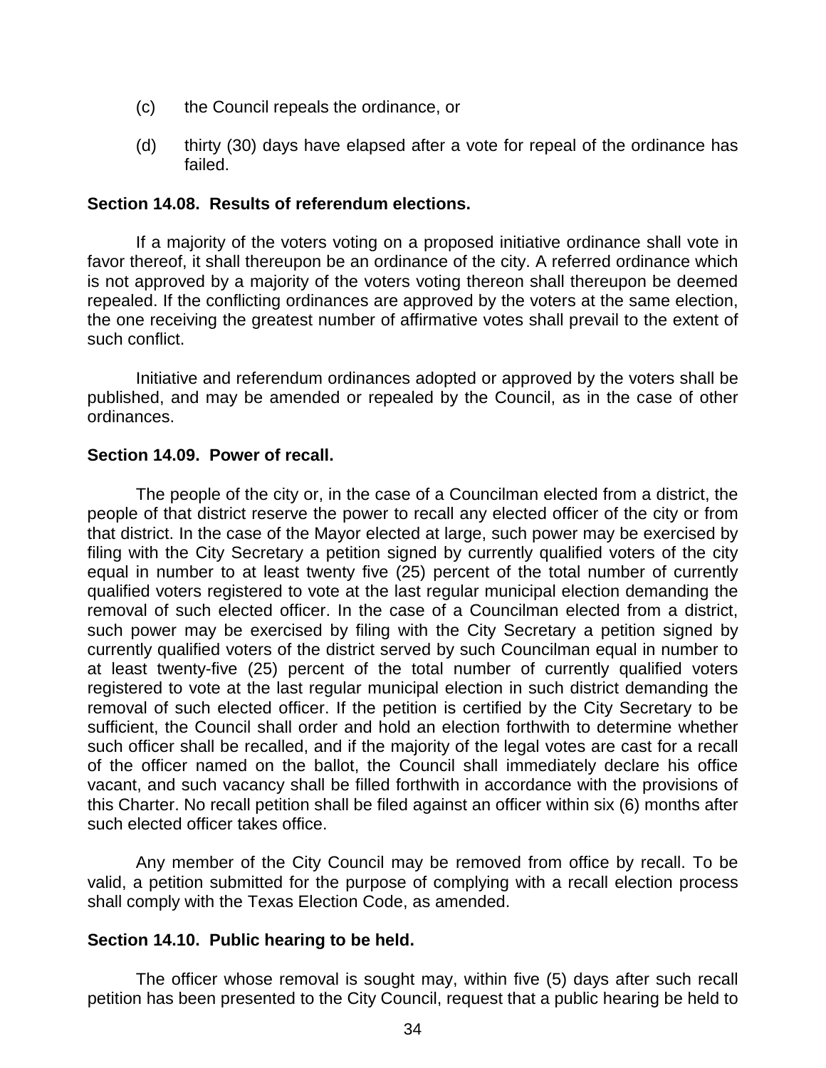(c) the Council repeals the ordinance, or

(d) thirty (30) days have elapsed after a vote for repeal of the ordinance has failed.

**Section 14.08. Results of referendum elections.**

If a majority of the voters voting on a proposed initiative ordinance shall vote in favor thereof, it shall thereupon be an ordinance of the city. A referred ordinance which is not approved by a majority of the voters voting thereon shall thereupon be deemed repealed. If the conflicting ordinances are approved by the voters at the same election, the one receiving the greatest number of affirmative votes shall prevail to the extent of such conflict.

Initiative and referendum ordinances adopted or approved by the voters shall be published, and may be amended or repealed by the Council, as in the case of other ordinances.

**Section 14.09. Power of recall.**

The people of the city or, in the case of a Councilman elected from a district, the people of that district reserve the power to recall any elected officer of the city or from that district. In the case of the Mayor elected at large, such power may be exercised by filing with the City Secretary a petition signed by currently qualified voters of the city equal in number to at least twenty five (25) percent of the total number of currently qualified voters registered to vote at the last regular municipal election demanding the removal of such elected officer. In the case of a Councilman elected from a district, such power may be exercised by filing with the City Secretary a petition signed by currently qualified voters of the district served by such Councilman equal in number to at least twenty-five (25) percent of the total number of currently qualified voters registered to vote at the last regular municipal election in such district demanding the removal of such elected officer. If the petition is certified by the City Secretary to be sufficient, the Council shall order and hold an election forthwith to determine whether such officer shall be recalled, and if the majority of the legal votes are cast for a recall of the officer named on the ballot, the Council shall immediately declare his office vacant, and such vacancy shall be filled forthwith in accordance with the provisions of this Charter. No recall petition shall be filed against an officer within six (6) months after such elected officer takes office.

Any member of the City Council may be removed from office by recall. To be valid, a petition submitted for the purpose of complying with a recall election process shall comply with the Texas Election Code, as amended.

**Section 14.10. Public hearing to be held.**

The officer whose removal is sought may, within five (5) days after such recall petition has been presented to the City Council, request that a public hearing be held to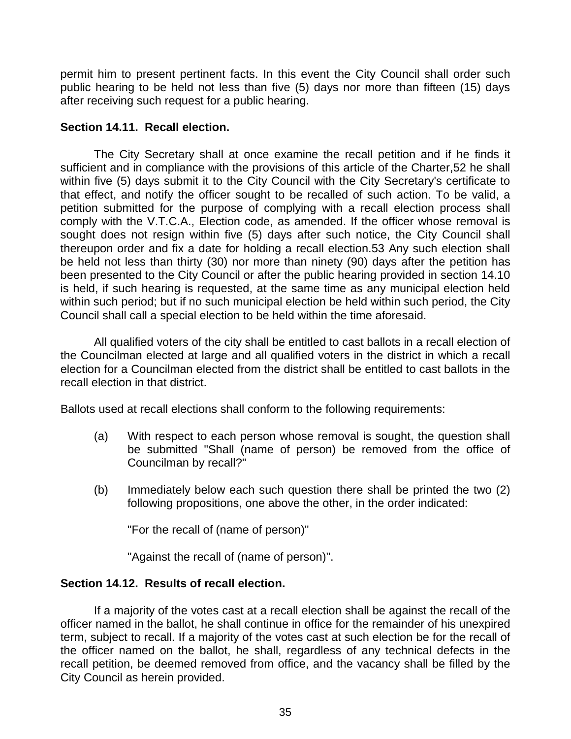permit him to present pertinent facts. In this event the City Council shall order such public hearing to be held not less than five (5) days nor more than fifteen (15) days after receiving such request for a public hearing.

**Section 14.11. Recall election.**

The City Secretary shall at once examine the recall petition and if he finds it sufficient and in compliance with the provisions of this article of the Charter,52 he shall within five (5) days submit it to the City Council with the City Secretary's certificate to that effect, and notify the officer sought to be recalled of such action. To be valid, a petition submitted for the purpose of complying with a recall election process shall comply with the V.T.C.A., Election code, as amended. If the officer whose removal is sought does not resign within five (5) days after such notice, the City Council shall thereupon order and fix a date for holding a recall election.53 Any such election shall be held not less than thirty (30) nor more than ninety (90) days after the petition has been presented to the City Council or after the public hearing provided in section 14.10 is held, if such hearing is requested, at the same time as any municipal election held within such period; but if no such municipal election be held within such period, the City Council shall call a special election to be held within the time aforesaid.

All qualified voters of the city shall be entitled to cast ballots in a recall election of the Councilman elected at large and all qualified voters in the district in which a recall election for a Councilman elected from the district shall be entitled to cast ballots in the recall election in that district.

Ballots used at recall elections shall conform to the following requirements:

(a) With respect to each person whose removal is sought, the question shall be submitted "Shall (name of person) be removed from the office of Councilman by recall?"

(b) Immediately below each such question there shall be printed the two (2) following propositions, one above the other, in the order indicated:

"For the recall of (name of person)"

"Against the recall of (name of person)".

**Section 14.12. Results of recall election.**

If a majority of the votes cast at a recall election shall be against the recall of the officer named in the ballot, he shall continue in office for the remainder of his unexpired term, subject to recall. If a majority of the votes cast at such election be for the recall of the officer named on the ballot, he shall, regardless of any technical defects in the recall petition, be deemed removed from office, and the vacancy shall be filled by the City Council as herein provided.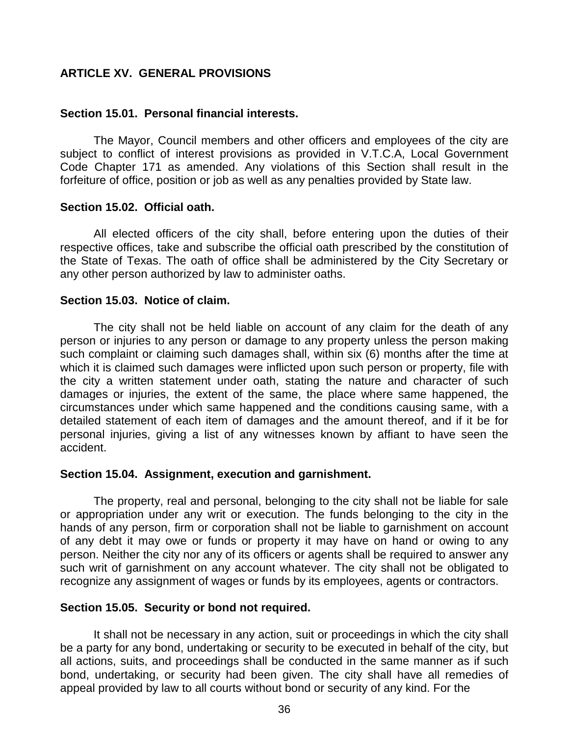## ARTICLE XV. GENERAL PROVISIONS

### Section 15.01. Personal financial interests.

The Mayor, Council members and other officers and employees of the city are subject to conflict of interest provisions as provided in V.T.C.A, Local Government Code Chapter 171 as amended. Any violations of this Section shall result in the forfeiture of office, position or job as well as any penalties provided by State law.

### Section 15.02. Official oath.

All elected officers of the city shall, before entering upon the duties of their respective offices, take and subscribe the official oath prescribed by the constitution of the State of Texas. The oath of office shall be administered by the City Secretary or any other person authorized by law to administer oaths.

### Section 15.03. Notice of claim.

The city shall not be held liable on account of any claim for the death of any person or injuries to any person or damage to any property unless the person making such complaint or claiming such damages shall, within six (6) months after the time at which it is claimed such damages were inflicted upon such person or property, file with the city a written statement under oath, stating the nature and character of such damages or injuries, the extent of the same, the place where same happened, the circumstances under which same happened and the conditions causing same, with a detailed statement of each item of damages and the amount thereof, and if it be for personal injuries, giving a list of any witnesses known by affiant to have seen the accident.

### Section 15.04. Assignment, execution and garnishment.

The property, real and personal, belonging to the city shall not be liable for sale or appropriation under any writ or execution. The funds belonging to the city in the hands of any person, firm or corporation shall not be liable to garnishment on account of any debt it may owe or funds or property it may have on hand or owing to any person. Neither the city nor any of its officers or agents shall be required to answer any such writ of garnishment on any account whatever. The city shall not be obligated to recognize any assignment of wages or funds by its employees, agents or contractors.

### Section 15.05. Security or bond not required.

It shall not be necessary in any action, suit or proceedings in which the city shall be a party for any bond, undertaking or security to be executed in behalf of the city, but all actions, suits, and proceedings shall be conducted in the same manner as if such bond, undertaking, or security had been given. The city shall have all remedies of appeal provided by law to all courts without bond or security of any kind. For the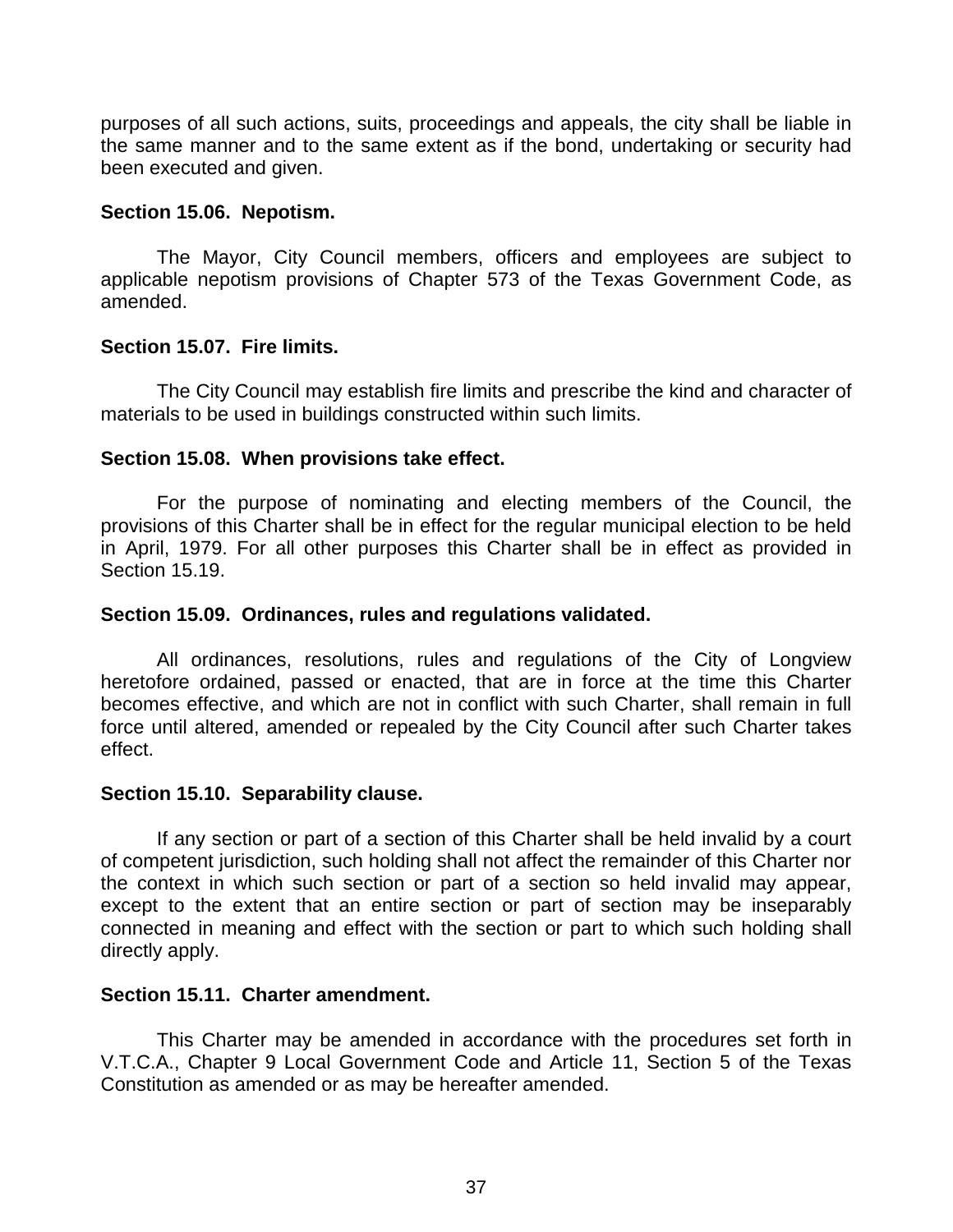purposes of all such actions, suits, proceedings and appeals, the city shall be liable in the same manner and to the same extent as if the bond, undertaking or security had been executed and given.

**Section 15.06. Nepotism.**

The Mayor, City Council members, officers and employees are subject to applicable nepotism provisions of Chapter 573 of the Texas Government Code, as amended.

**Section 15.07. Fire limits.**

The City Council may establish fire limits and prescribe the kind and character of materials to be used in buildings constructed within such limits.

**Section 15.08. When provisions take effect.**

For the purpose of nominating and electing members of the Council, the provisions of this Charter shall be in effect for the regular municipal election to be held in April, 1979. For all other purposes this Charter shall be in effect as provided in Section 15.19.

**Section 15.09. Ordinances, rules and regulations validated.**

All ordinances, resolutions, rules and regulations of the City of Longview heretofore ordained, passed or enacted, that are in force at the time this Charter becomes effective, and which are not in conflict with such Charter, shall remain in full force until altered, amended or repealed by the City Council after such Charter takes effect.

**Section 15.10. Separability clause.**

If any section or part of a section of this Charter shall be held invalid by a court of competent jurisdiction, such holding shall not affect the remainder of this Charter nor the context in which such section or part of a section so held invalid may appear, except to the extent that an entire section or part of section may be inseparably connected in meaning and effect with the section or part to which such holding shall directly apply.

**Section 15.11. Charter amendment.**

This Charter may be amended in accordance with the procedures set forth in V.T.C.A., Chapter 9 Local Government Code and Article 11, Section 5 of the Texas Constitution as amended or as may be hereafter amended.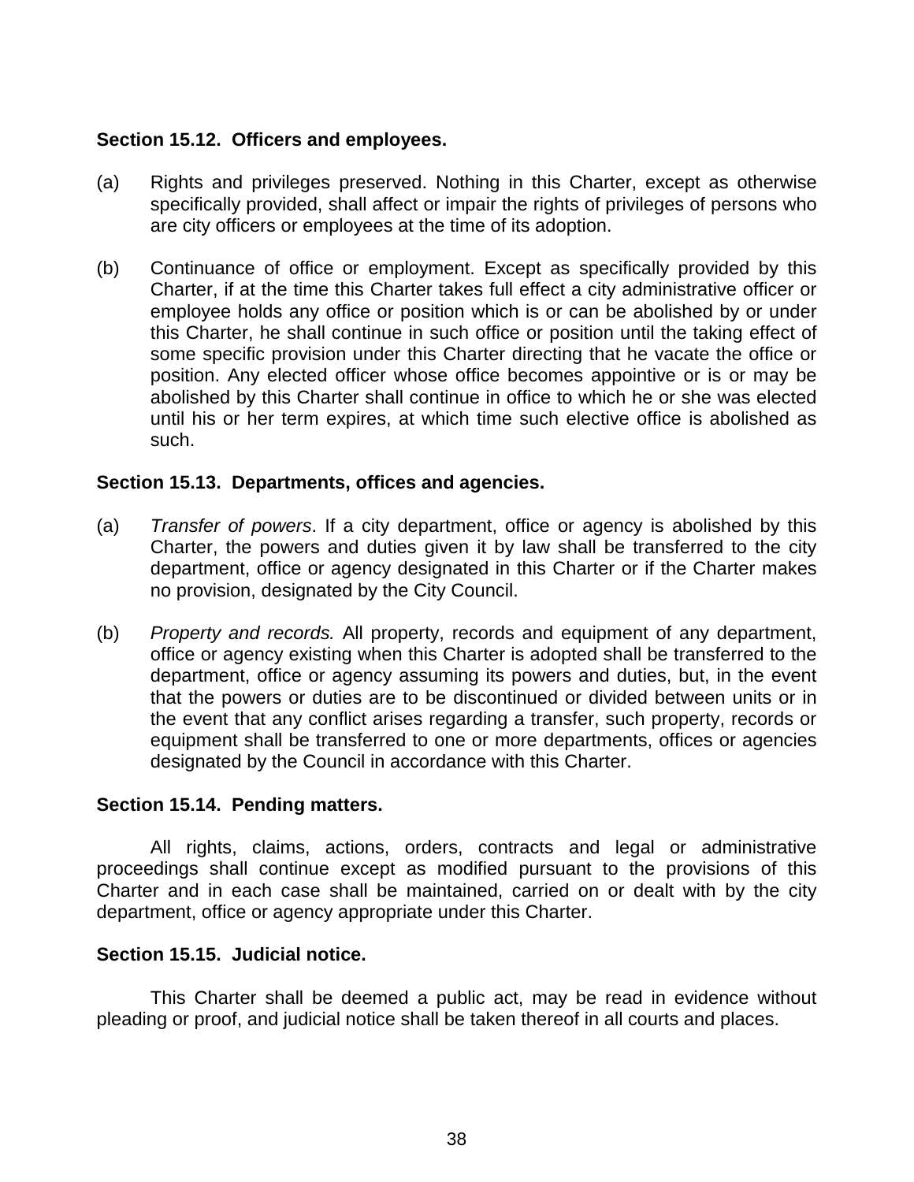**Section 15.12. Officers and employees.**

(a) Rights and privileges preserved. Nothing in this Charter, except as otherwise specifically provided, shall affect or impair the rights of privileges of persons who are city officers or employees at the time of its adoption.

(b) Continuance of office or employment. Except as specifically provided by this Charter, if at the time this Charter takes full effect a city administrative officer or employee holds any office or position which is or can be abolished by or under this Charter, he shall continue in such office or position until the taking effect of some specific provision under this Charter directing that he vacate the office or position. Any elected officer whose office becomes appointive or is or may be abolished by this Charter shall continue in office to which he or she was elected until his or her term expires, at which time such elective office is abolished as such.

**Section 15.13. Departments, offices and agencies.**

(a) *Transfer of powers*. If a city department, office or agency is abolished by this Charter, the powers and duties given it by law shall be transferred to the city department, office or agency designated in this Charter or if the Charter makes no provision, designated by the City Council.

(b) *Property and records.* All property, records and equipment of any department, office or agency existing when this Charter is adopted shall be transferred to the department, office or agency assuming its powers and duties, but, in the event that the powers or duties are to be discontinued or divided between units or in the event that any conflict arises regarding a transfer, such property, records or equipment shall be transferred to one or more departments, offices or agencies designated by the Council in accordance with this Charter.

**Section 15.14. Pending matters.**

All rights, claims, actions, orders, contracts and legal or administrative proceedings shall continue except as modified pursuant to the provisions of this Charter and in each case shall be maintained, carried on or dealt with by the city department, office or agency appropriate under this Charter.

**Section 15.15. Judicial notice.**

This Charter shall be deemed a public act, may be read in evidence without pleading or proof, and judicial notice shall be taken thereof in all courts and places.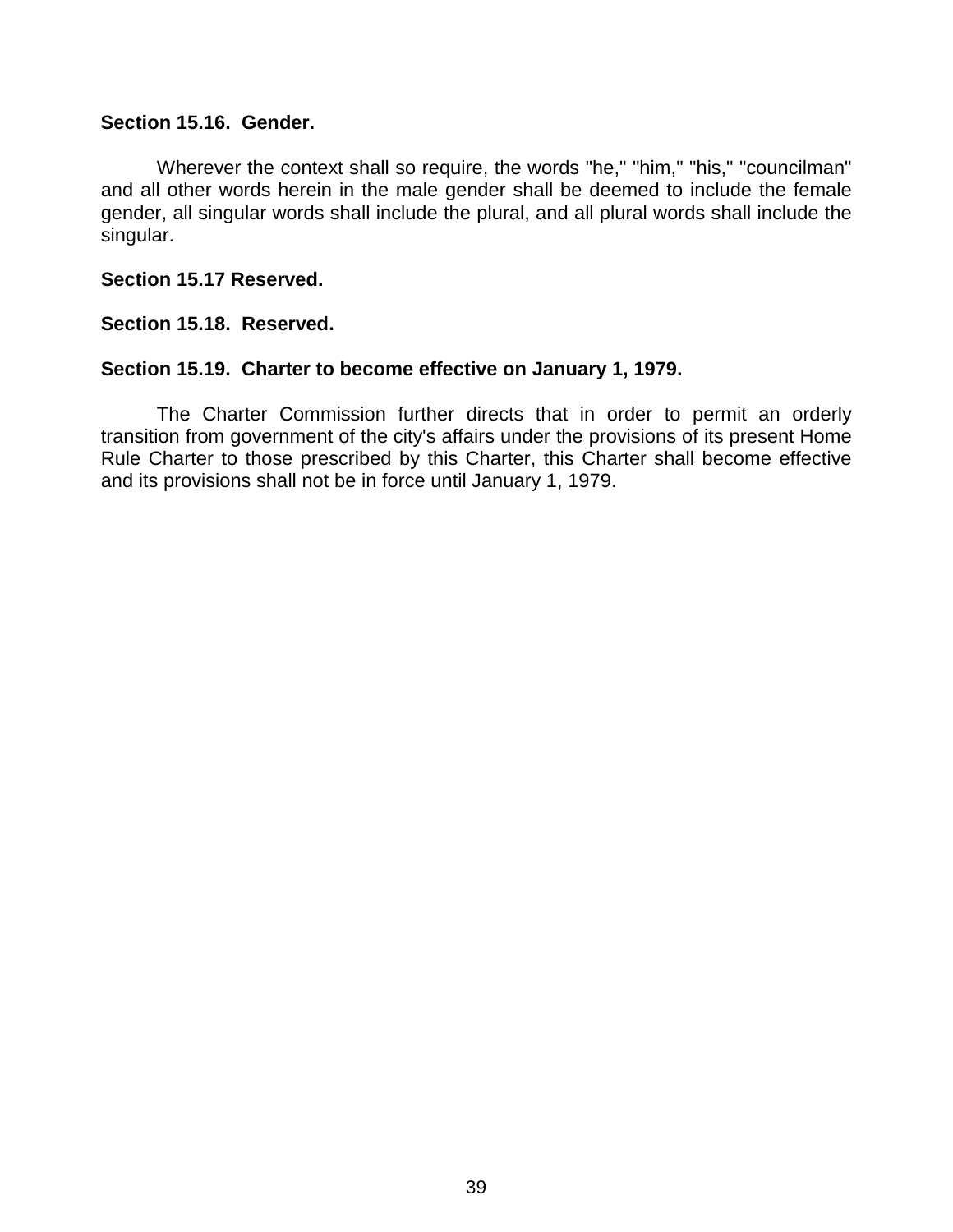**Section 15.16. Gender.**

Wherever the context shall so require, the words "he," "him," "his," "councilman" and all other words herein in the male gender shall be deemed to include the female gender, all singular words shall include the plural, and all plural words shall include the singular.

**Section 15.17 Reserved.**

**Section 15.18. Reserved.**

**Section 15.19. Charter to become effective on January 1, 1979.**

The Charter Commission further directs that in order to permit an orderly transition from government of the city's affairs under the provisions of its present Home Rule Charter to those prescribed by this Charter, this Charter shall become effective and its provisions shall not be in force until January 1, 1979.